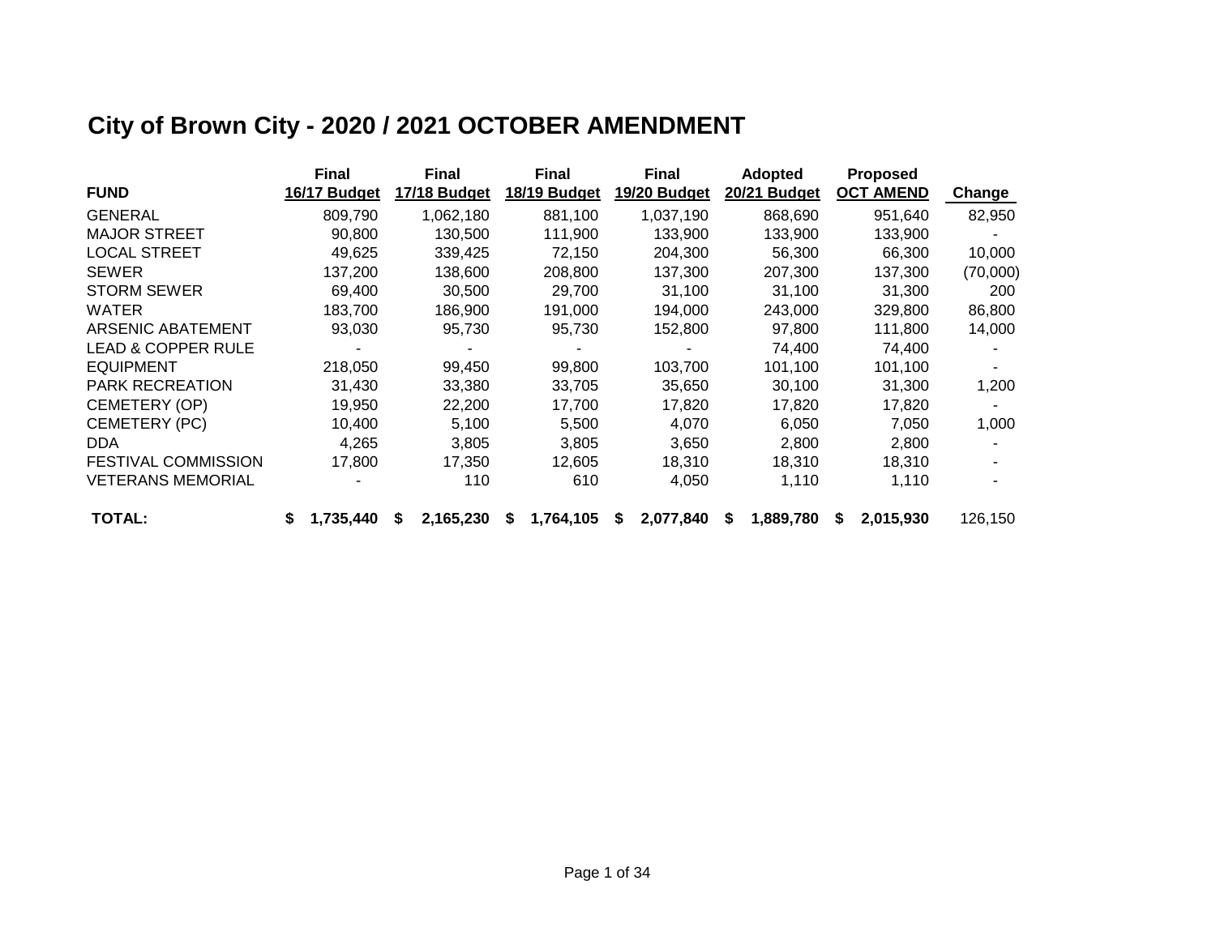# City of Brown City - 2020 / 2021 OCTOBER AMENDMENT

| FUND | Final 16/17 Budget | Final 17/18 Budget | Final 18/19 Budget | Final 19/20 Budget | Adopted 20/21 Budget | Proposed OCT AMEND | Change |
|---|---|---|---|---|---|---|---|
| GENERAL | 809,790 | 1,062,180 | 881,100 | 1,037,190 | 868,690 | 951,640 | 82,950 |
| MAJOR STREET | 90,800 | 130,500 | 111,900 | 133,900 | 133,900 | 133,900 | - |
| LOCAL STREET | 49,625 | 339,425 | 72,150 | 204,300 | 56,300 | 66,300 | 10,000 |
| SEWER | 137,200 | 138,600 | 208,800 | 137,300 | 207,300 | 137,300 | (70,000) |
| STORM SEWER | 69,400 | 30,500 | 29,700 | 31,100 | 31,100 | 31,300 | 200 |
| WATER | 183,700 | 186,900 | 191,000 | 194,000 | 243,000 | 329,800 | 86,800 |
| ARSENIC ABATEMENT | 93,030 | 95,730 | 95,730 | 152,800 | 97,800 | 111,800 | 14,000 |
| LEAD & COPPER RULE | - | - | - | - | 74,400 | 74,400 | - |
| EQUIPMENT | 218,050 | 99,450 | 99,800 | 103,700 | 101,100 | 101,100 | - |
| PARK RECREATION | 31,430 | 33,380 | 33,705 | 35,650 | 30,100 | 31,300 | 1,200 |
| CEMETERY (OP) | 19,950 | 22,200 | 17,700 | 17,820 | 17,820 | 17,820 | - |
| CEMETERY (PC) | 10,400 | 5,100 | 5,500 | 4,070 | 6,050 | 7,050 | 1,000 |
| DDA | 4,265 | 3,805 | 3,805 | 3,650 | 2,800 | 2,800 | - |
| FESTIVAL COMMISSION | 17,800 | 17,350 | 12,605 | 18,310 | 18,310 | 18,310 | - |
| VETERANS MEMORIAL | - | 110 | 610 | 4,050 | 1,110 | 1,110 | - |
| **TOTAL:** | **$ 1,735,440** | **$ 2,165,230** | **$ 1,764,105** | **$ 2,077,840** | **$ 1,889,780** | **$ 2,015,930** | 126,150 |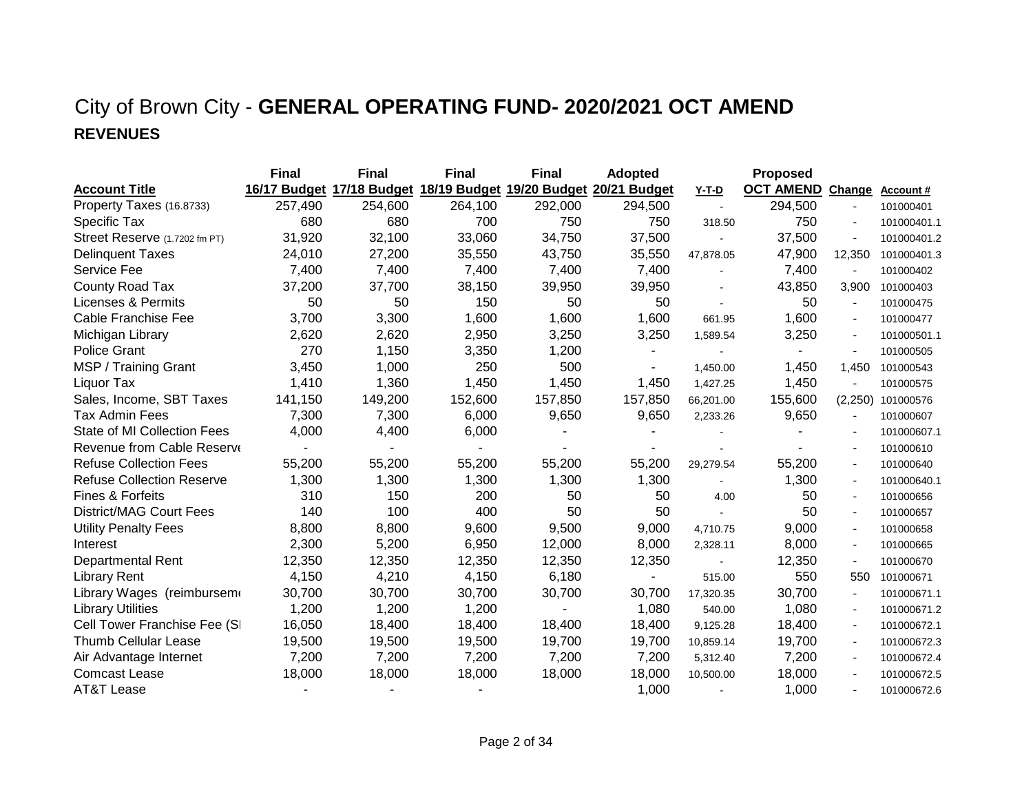# City of Brown City - **GENERAL OPERATING FUND- 2020/2021 OCT AMEND**

## REVENUES

| Account Title | Final 16/17 Budget | Final 17/18 Budget | Final 18/19 Budget | Final 19/20 Budget | Adopted 20/21 Budget | Y-T-D | Proposed OCT AMEND | Change | Account # |
|---|---|---|---|---|---|---|---|---|---|
| Property Taxes (16.8733) | 257,490 | 254,600 | 264,100 | 292,000 | 294,500 | - | 294,500 | - | 101000401 |
| Specific Tax | 680 | 680 | 700 | 750 | 750 | 318.50 | 750 | - | 101000401.1 |
| Street Reserve (1.7202 fm PT) | 31,920 | 32,100 | 33,060 | 34,750 | 37,500 | - | 37,500 | - | 101000401.2 |
| Delinquent Taxes | 24,010 | 27,200 | 35,550 | 43,750 | 35,550 | 47,878.05 | 47,900 | 12,350 | 101000401.3 |
| Service Fee | 7,400 | 7,400 | 7,400 | 7,400 | 7,400 | - | 7,400 | - | 101000402 |
| County Road Tax | 37,200 | 37,700 | 38,150 | 39,950 | 39,950 | - | 43,850 | 3,900 | 101000403 |
| Licenses & Permits | 50 | 50 | 150 | 50 | 50 | - | 50 | - | 101000475 |
| Cable Franchise Fee | 3,700 | 3,300 | 1,600 | 1,600 | 1,600 | 661.95 | 1,600 | - | 101000477 |
| Michigan Library | 2,620 | 2,620 | 2,950 | 3,250 | 3,250 | 1,589.54 | 3,250 | - | 101000501.1 |
| Police Grant | 270 | 1,150 | 3,350 | 1,200 | - | - | - | - | 101000505 |
| MSP / Training Grant | 3,450 | 1,000 | 250 | 500 | - | 1,450.00 | 1,450 | 1,450 | 101000543 |
| Liquor Tax | 1,410 | 1,360 | 1,450 | 1,450 | 1,450 | 1,427.25 | 1,450 | - | 101000575 |
| Sales, Income, SBT Taxes | 141,150 | 149,200 | 152,600 | 157,850 | 157,850 | 66,201.00 | 155,600 | (2,250) | 101000576 |
| Tax Admin Fees | 7,300 | 7,300 | 6,000 | 9,650 | 9,650 | 2,233.26 | 9,650 | - | 101000607 |
| State of MI Collection Fees | 4,000 | 4,400 | 6,000 | - | - | - | - | - | 101000607.1 |
| Revenue from Cable Reserve | - | - | - | - | - | - | - | - | 101000610 |
| Refuse Collection Fees | 55,200 | 55,200 | 55,200 | 55,200 | 55,200 | 29,279.54 | 55,200 | - | 101000640 |
| Refuse Collection Reserve | 1,300 | 1,300 | 1,300 | 1,300 | 1,300 | - | 1,300 | - | 101000640.1 |
| Fines & Forfeits | 310 | 150 | 200 | 50 | 50 | 4.00 | 50 | - | 101000656 |
| District/MAG Court Fees | 140 | 100 | 400 | 50 | 50 | - | 50 | - | 101000657 |
| Utility Penalty Fees | 8,800 | 8,800 | 9,600 | 9,500 | 9,000 | 4,710.75 | 9,000 | - | 101000658 |
| Interest | 2,300 | 5,200 | 6,950 | 12,000 | 8,000 | 2,328.11 | 8,000 | - | 101000665 |
| Departmental Rent | 12,350 | 12,350 | 12,350 | 12,350 | 12,350 | - | 12,350 | - | 101000670 |
| Library Rent | 4,150 | 4,210 | 4,150 | 6,180 | - | 515.00 | 550 | 550 | 101000671 |
| Library Wages (reimbursement | 30,700 | 30,700 | 30,700 | 30,700 | 30,700 | 17,320.35 | 30,700 | - | 101000671.1 |
| Library Utilities | 1,200 | 1,200 | 1,200 | - | 1,080 | 540.00 | 1,080 | - | 101000671.2 |
| Cell Tower Franchise Fee (SI | 16,050 | 18,400 | 18,400 | 18,400 | 18,400 | 9,125.28 | 18,400 | - | 101000672.1 |
| Thumb Cellular Lease | 19,500 | 19,500 | 19,500 | 19,700 | 19,700 | 10,859.14 | 19,700 | - | 101000672.3 |
| Air Advantage Internet | 7,200 | 7,200 | 7,200 | 7,200 | 7,200 | 5,312.40 | 7,200 | - | 101000672.4 |
| Comcast Lease | 18,000 | 18,000 | 18,000 | 18,000 | 18,000 | 10,500.00 | 18,000 | - | 101000672.5 |
| AT&T Lease | - | - | - | | 1,000 | - | 1,000 | - | 101000672.6 |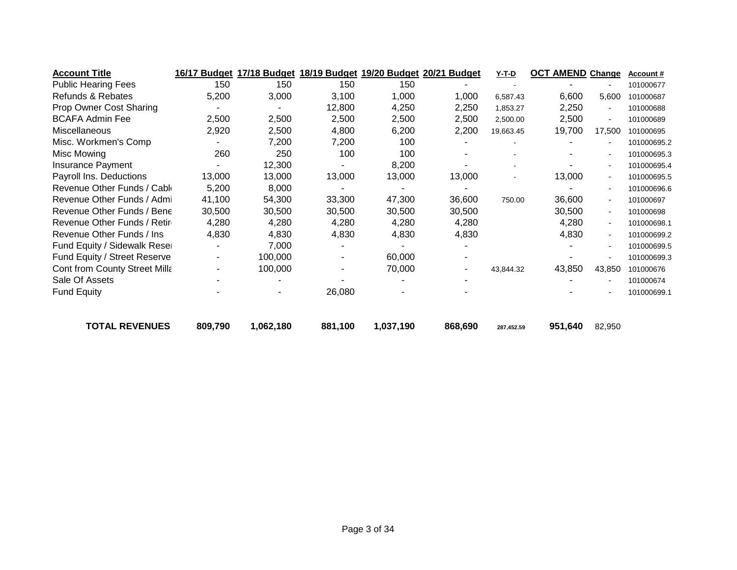| Account Title | 16/17 Budget | 17/18 Budget | 18/19 Budget | 19/20 Budget | 20/21 Budget | Y-T-D | OCT AMEND | Change | Account # |
|---|---|---|---|---|---|---|---|---|---|
| Public Hearing Fees | 150 | 150 | 150 | 150 | - | - | - | - | 101000677 |
| Refunds & Rebates | 5,200 | 3,000 | 3,100 | 1,000 | 1,000 | 6,587.43 | 6,600 | 5,600 | 101000687 |
| Prop Owner Cost Sharing | - | - | 12,800 | 4,250 | 2,250 | 1,853.27 | 2,250 | - | 101000688 |
| BCAFA Admin Fee | 2,500 | 2,500 | 2,500 | 2,500 | 2,500 | 2,500.00 | 2,500 | - | 101000689 |
| Miscellaneous | 2,920 | 2,500 | 4,800 | 6,200 | 2,200 | 19,663.45 | 19,700 | 17,500 | 101000695 |
| Misc. Workmen's Comp | - | 7,200 | 7,200 | 100 | - | - | - | - | 101000695.2 |
| Misc Mowing | 260 | 250 | 100 | 100 | - | - | - | - | 101000695.3 |
| Insurance Payment | - | 12,300 | - | 8,200 | - | - | - | - | 101000695.4 |
| Payroll Ins. Deductions | 13,000 | 13,000 | 13,000 | 13,000 | 13,000 | - | 13,000 | - | 101000695.5 |
| Revenue Other Funds / Cabl | 5,200 | 8,000 | - | - | - | | - | - | 101000696.6 |
| Revenue Other Funds / Admi | 41,100 | 54,300 | 33,300 | 47,300 | 36,600 | 750.00 | 36,600 | - | 101000697 |
| Revenue Other Funds / Bene | 30,500 | 30,500 | 30,500 | 30,500 | 30,500 | | 30,500 | - | 101000698 |
| Revenue Other Funds / Retir | 4,280 | 4,280 | 4,280 | 4,280 | 4,280 | | 4,280 | - | 101000698.1 |
| Revenue Other Funds / Ins | 4,830 | 4,830 | 4,830 | 4,830 | 4,830 | | 4,830 | - | 101000699.2 |
| Fund Equity / Sidewalk Rese | - | 7,000 | - | - | - | | - | - | 101000699.5 |
| Fund Equity / Street Reserve | - | 100,000 | - | 60,000 | - | | - | - | 101000699.3 |
| Cont from County Street Milla | - | 100,000 | - | 70,000 | - | 43,844.32 | 43,850 | 43,850 | 101000676 |
| Sale Of Assets | - | - | - | - | - | | - | - | 101000674 |
| Fund Equity | - | - | 26,080 | - | - | | - | - | 101000699.1 |
| **TOTAL REVENUES** | **809,790** | **1,062,180** | **881,100** | **1,037,190** | **868,690** | **287,452.59** | **951,640** | 82,950 | |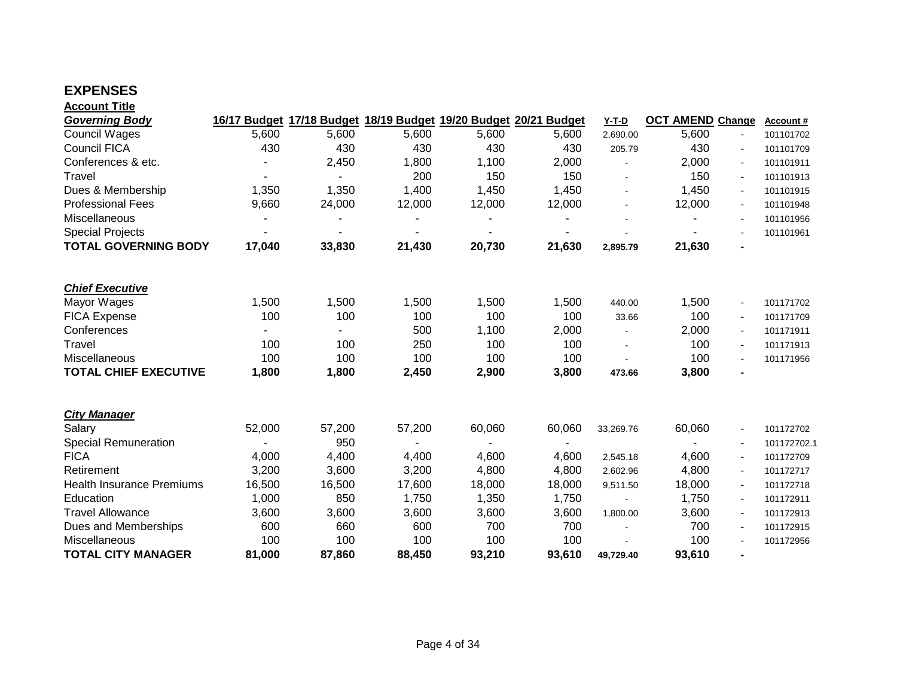# EXPENSES

**Account Title**

| ***Governing Body*** | 16/17 Budget | 17/18 Budget | 18/19 Budget | 19/20 Budget | 20/21 Budget | Y-T-D | OCT AMEND | Change | Account # |
|---|---|---|---|---|---|---|---|---|---|
| Council Wages | 5,600 | 5,600 | 5,600 | 5,600 | 5,600 | 2,690.00 | 5,600 | - | 101101702 |
| Council FICA | 430 | 430 | 430 | 430 | 430 | 205.79 | 430 | - | 101101709 |
| Conferences & etc. | - | 2,450 | 1,800 | 1,100 | 2,000 | - | 2,000 | - | 101101911 |
| Travel | - | - | 200 | 150 | 150 | - | 150 | - | 101101913 |
| Dues & Membership | 1,350 | 1,350 | 1,400 | 1,450 | 1,450 | - | 1,450 | - | 101101915 |
| Professional Fees | 9,660 | 24,000 | 12,000 | 12,000 | 12,000 | - | 12,000 | - | 101101948 |
| Miscellaneous | - | - | - | - | - | - | - | - | 101101956 |
| Special Projects | - | - | - | - | - | - | - | - | 101101961 |
| **TOTAL GOVERNING BODY** | **17,040** | **33,830** | **21,430** | **20,730** | **21,630** | **2,895.79** | **21,630** | **-** | |
| | | | | | | | | | |
| ***Chief Executive*** | | | | | | | | | |
| Mayor Wages | 1,500 | 1,500 | 1,500 | 1,500 | 1,500 | 440.00 | 1,500 | - | 101171702 |
| FICA Expense | 100 | 100 | 100 | 100 | 100 | 33.66 | 100 | - | 101171709 |
| Conferences | - | - | 500 | 1,100 | 2,000 | - | 2,000 | - | 101171911 |
| Travel | 100 | 100 | 250 | 100 | 100 | - | 100 | - | 101171913 |
| Miscellaneous | 100 | 100 | 100 | 100 | 100 | - | 100 | - | 101171956 |
| **TOTAL CHIEF EXECUTIVE** | **1,800** | **1,800** | **2,450** | **2,900** | **3,800** | **473.66** | **3,800** | **-** | |
| | | | | | | | | | |
| ***City Manager*** | | | | | | | | | |
| Salary | 52,000 | 57,200 | 57,200 | 60,060 | 60,060 | 33,269.76 | 60,060 | - | 101172702 |
| Special Remuneration | - | 950 | - | - | - | | - | - | 101172702.1 |
| FICA | 4,000 | 4,400 | 4,400 | 4,600 | 4,600 | 2,545.18 | 4,600 | - | 101172709 |
| Retirement | 3,200 | 3,600 | 3,200 | 4,800 | 4,800 | 2,602.96 | 4,800 | - | 101172717 |
| Health Insurance Premiums | 16,500 | 16,500 | 17,600 | 18,000 | 18,000 | 9,511.50 | 18,000 | - | 101172718 |
| Education | 1,000 | 850 | 1,750 | 1,350 | 1,750 | - | 1,750 | - | 101172911 |
| Travel Allowance | 3,600 | 3,600 | 3,600 | 3,600 | 3,600 | 1,800.00 | 3,600 | - | 101172913 |
| Dues and Memberships | 600 | 660 | 600 | 700 | 700 | - | 700 | - | 101172915 |
| Miscellaneous | 100 | 100 | 100 | 100 | 100 | - | 100 | - | 101172956 |
| **TOTAL CITY MANAGER** | **81,000** | **87,860** | **88,450** | **93,210** | **93,610** | **49,729.40** | **93,610** | **-** | |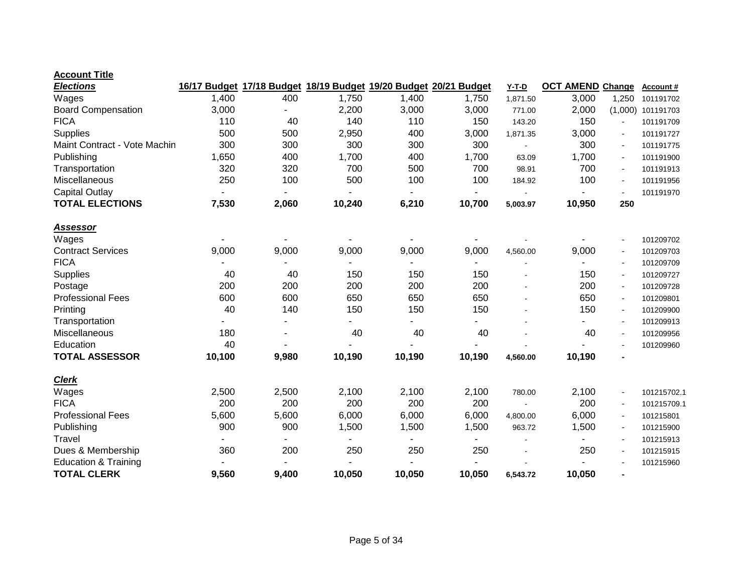| **Account Title** | | | | | | | | | |
|---|---|---|---|---|---|---|---|---|---|
| ***Elections*** | **16/17 Budget** | **17/18 Budget** | **18/19 Budget** | **19/20 Budget** | **20/21 Budget** | **Y-T-D** | **OCT AMEND** | **Change** | **Account #** |
| Wages | 1,400 | 400 | 1,750 | 1,400 | 1,750 | 1,871.50 | 3,000 | 1,250 | 101191702 |
| Board Compensation | 3,000 | - | 2,200 | 3,000 | 3,000 | 771.00 | 2,000 | (1,000) | 101191703 |
| FICA | 110 | 40 | 140 | 110 | 150 | 143.20 | 150 | - | 101191709 |
| Supplies | 500 | 500 | 2,950 | 400 | 3,000 | 1,871.35 | 3,000 | - | 101191727 |
| Maint Contract - Vote Machin | 300 | 300 | 300 | 300 | 300 | - | 300 | - | 101191775 |
| Publishing | 1,650 | 400 | 1,700 | 400 | 1,700 | 63.09 | 1,700 | - | 101191900 |
| Transportation | 320 | 320 | 700 | 500 | 700 | 98.91 | 700 | - | 101191913 |
| Miscellaneous | 250 | 100 | 500 | 100 | 100 | 184.92 | 100 | - | 101191956 |
| Capital Outlay | - | - | - | - | - | - | - | - | 101191970 |
| **TOTAL ELECTIONS** | **7,530** | **2,060** | **10,240** | **6,210** | **10,700** | **5,003.97** | **10,950** | **250** | |
| | | | | | | | | | |
| ***Assessor*** | | | | | | | | | |
| Wages | - | - | - | - | - | - | - | - | 101209702 |
| Contract Services | 9,000 | 9,000 | 9,000 | 9,000 | 9,000 | 4,560.00 | 9,000 | - | 101209703 |
| FICA | - | - | - | - | - | - | - | - | 101209709 |
| Supplies | 40 | 40 | 150 | 150 | 150 | - | 150 | - | 101209727 |
| Postage | 200 | 200 | 200 | 200 | 200 | - | 200 | - | 101209728 |
| Professional Fees | 600 | 600 | 650 | 650 | 650 | - | 650 | - | 101209801 |
| Printing | 40 | 140 | 150 | 150 | 150 | - | 150 | - | 101209900 |
| Transportation | - | - | - | - | - | - | - | - | 101209913 |
| Miscellaneous | 180 | - | 40 | 40 | 40 | - | 40 | - | 101209956 |
| Education | 40 | - | - | - | - | - | - | - | 101209960 |
| **TOTAL ASSESSOR** | **10,100** | **9,980** | **10,190** | **10,190** | **10,190** | **4,560.00** | **10,190** | **-** | |
| | | | | | | | | | |
| ***Clerk*** | | | | | | | | | |
| Wages | 2,500 | 2,500 | 2,100 | 2,100 | 2,100 | 780.00 | 2,100 | - | 101215702.1 |
| FICA | 200 | 200 | 200 | 200 | 200 | - | 200 | - | 101215709.1 |
| Professional Fees | 5,600 | 5,600 | 6,000 | 6,000 | 6,000 | 4,800.00 | 6,000 | - | 101215801 |
| Publishing | 900 | 900 | 1,500 | 1,500 | 1,500 | 963.72 | 1,500 | - | 101215900 |
| Travel | - | - | - | - | - | - | - | - | 101215913 |
| Dues & Membership | 360 | 200 | 250 | 250 | 250 | - | 250 | - | 101215915 |
| Education & Training | - | - | - | - | - | - | - | - | 101215960 |
| **TOTAL CLERK** | **9,560** | **9,400** | **10,050** | **10,050** | **10,050** | **6,543.72** | **10,050** | **-** | |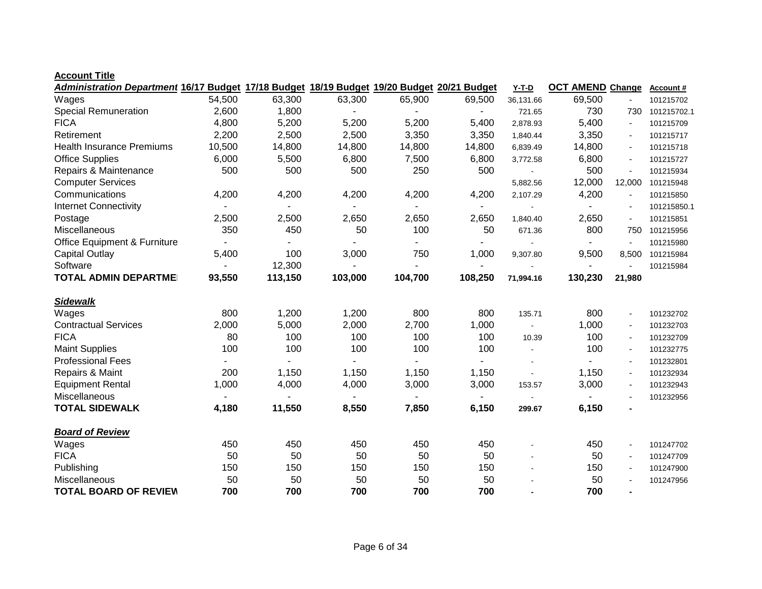**Account Title**

| *Administration Department* | 16/17 Budget | 17/18 Budget | 18/19 Budget | 19/20 Budget | 20/21 Budget | Y-T-D | OCT AMEND | Change | Account # |
|---|---|---|---|---|---|---|---|---|---|
| Wages | 54,500 | 63,300 | 63,300 | 65,900 | 69,500 | 36,131.66 | 69,500 | - | 101215702 |
| Special Remuneration | 2,600 | 1,800 | - | - | - | 721.65 | 730 | 730 | 101215702.1 |
| FICA | 4,800 | 5,200 | 5,200 | 5,200 | 5,400 | 2,878.93 | 5,400 | - | 101215709 |
| Retirement | 2,200 | 2,500 | 2,500 | 3,350 | 3,350 | 1,840.44 | 3,350 | - | 101215717 |
| Health Insurance Premiums | 10,500 | 14,800 | 14,800 | 14,800 | 14,800 | 6,839.49 | 14,800 | - | 101215718 |
| Office Supplies | 6,000 | 5,500 | 6,800 | 7,500 | 6,800 | 3,772.58 | 6,800 | - | 101215727 |
| Repairs & Maintenance | 500 | 500 | 500 | 250 | 500 | - | 500 | - | 101215934 |
| Computer Services | | | | | | 5,882.56 | 12,000 | 12,000 | 101215948 |
| Communications | 4,200 | 4,200 | 4,200 | 4,200 | 4,200 | 2,107.29 | 4,200 | - | 101215850 |
| Internet Connectivity | - | - | - | - | - | - | - | - | 101215850.1 |
| Postage | 2,500 | 2,500 | 2,650 | 2,650 | 2,650 | 1,840.40 | 2,650 | - | 101215851 |
| Miscellaneous | 350 | 450 | 50 | 100 | 50 | 671.36 | 800 | 750 | 101215956 |
| Office Equipment & Furniture | - | - | - | - | - | - | - | - | 101215980 |
| Capital Outlay | 5,400 | 100 | 3,000 | 750 | 1,000 | 9,307.80 | 9,500 | 8,500 | 101215984 |
| Software | - | 12,300 | - | - | - | - | - | - | 101215984 |
| **TOTAL ADMIN DEPARTMENT** | **93,550** | **113,150** | **103,000** | **104,700** | **108,250** | **71,994.16** | **130,230** | **21,980** | |
| | | | | | | | | | |
| ***Sidewalk*** | | | | | | | | | |
| Wages | 800 | 1,200 | 1,200 | 800 | 800 | 135.71 | 800 | - | 101232702 |
| Contractual Services | 2,000 | 5,000 | 2,000 | 2,700 | 1,000 | - | 1,000 | - | 101232703 |
| FICA | 80 | 100 | 100 | 100 | 100 | 10.39 | 100 | - | 101232709 |
| Maint Supplies | 100 | 100 | 100 | 100 | 100 | - | 100 | - | 101232775 |
| Professional Fees | - | - | - | - | - | - | - | - | 101232801 |
| Repairs & Maint | 200 | 1,150 | 1,150 | 1,150 | 1,150 | - | 1,150 | - | 101232934 |
| Equipment Rental | 1,000 | 4,000 | 4,000 | 3,000 | 3,000 | 153.57 | 3,000 | - | 101232943 |
| Miscellaneous | - | - | - | - | - | - | - | - | 101232956 |
| **TOTAL SIDEWALK** | **4,180** | **11,550** | **8,550** | **7,850** | **6,150** | **299.67** | **6,150** | **-** | |
| | | | | | | | | | |
| ***Board of Review*** | | | | | | | | | |
| Wages | 450 | 450 | 450 | 450 | 450 | - | 450 | - | 101247702 |
| FICA | 50 | 50 | 50 | 50 | 50 | - | 50 | - | 101247709 |
| Publishing | 150 | 150 | 150 | 150 | 150 | - | 150 | - | 101247900 |
| Miscellaneous | 50 | 50 | 50 | 50 | 50 | - | 50 | - | 101247956 |
| **TOTAL BOARD OF REVIEW** | **700** | **700** | **700** | **700** | **700** | **-** | **700** | **-** | |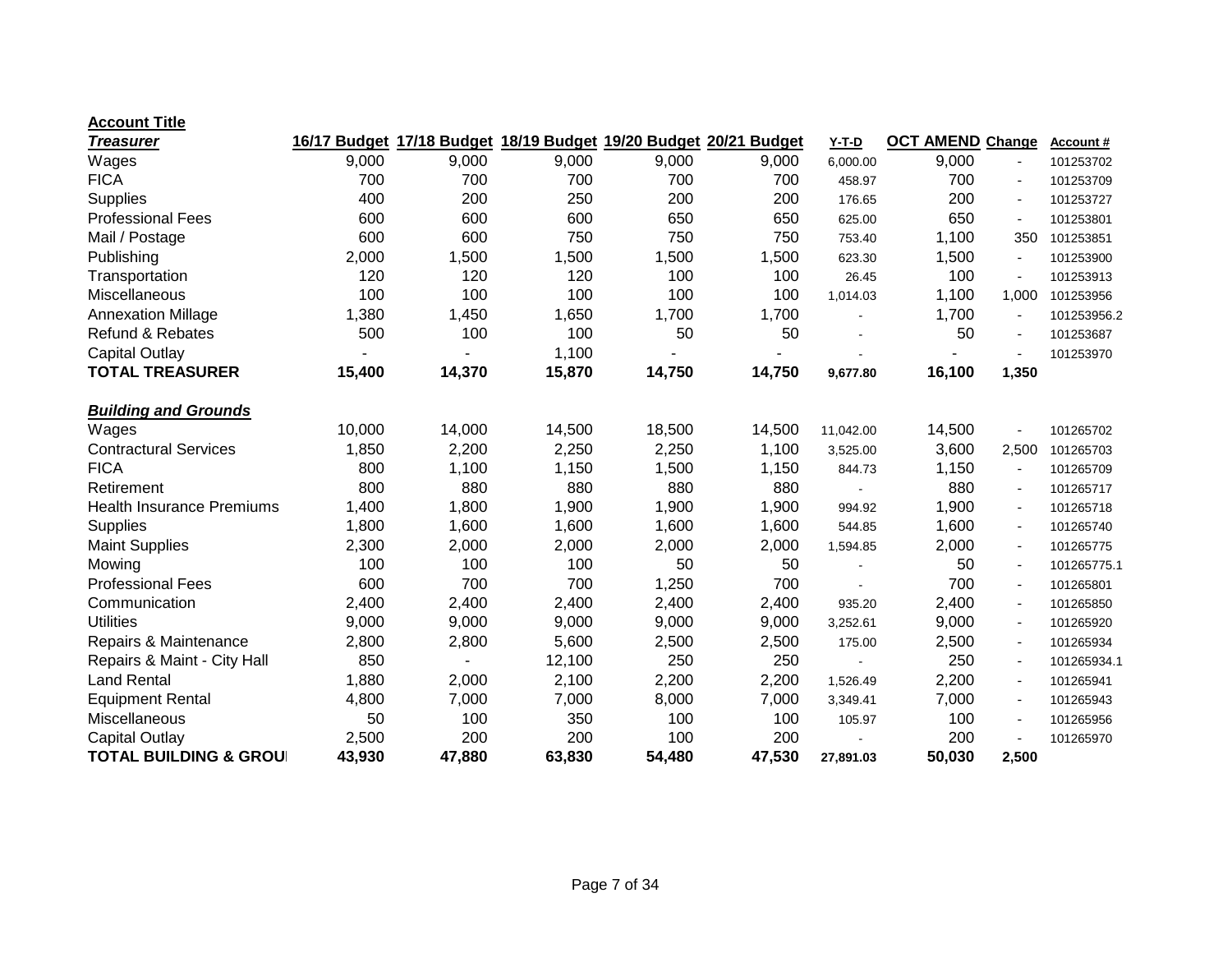| Account Title | | | | | | | | | |
|---|---|---|---|---|---|---|---|---|---|
| ***Treasurer*** | **16/17 Budget** | **17/18 Budget** | **18/19 Budget** | **19/20 Budget** | **20/21 Budget** | **Y-T-D** | **OCT AMEND** | **Change** | **Account #** |
| Wages | 9,000 | 9,000 | 9,000 | 9,000 | 9,000 | 6,000.00 | 9,000 | - | 101253702 |
| FICA | 700 | 700 | 700 | 700 | 700 | 458.97 | 700 | - | 101253709 |
| Supplies | 400 | 200 | 250 | 200 | 200 | 176.65 | 200 | - | 101253727 |
| Professional Fees | 600 | 600 | 600 | 650 | 650 | 625.00 | 650 | - | 101253801 |
| Mail / Postage | 600 | 600 | 750 | 750 | 750 | 753.40 | 1,100 | 350 | 101253851 |
| Publishing | 2,000 | 1,500 | 1,500 | 1,500 | 1,500 | 623.30 | 1,500 | - | 101253900 |
| Transportation | 120 | 120 | 120 | 100 | 100 | 26.45 | 100 | - | 101253913 |
| Miscellaneous | 100 | 100 | 100 | 100 | 100 | 1,014.03 | 1,100 | 1,000 | 101253956 |
| Annexation Millage | 1,380 | 1,450 | 1,650 | 1,700 | 1,700 | - | 1,700 | - | 101253956.2 |
| Refund & Rebates | 500 | 100 | 100 | 50 | 50 | - | 50 | - | 101253687 |
| Capital Outlay | - | - | 1,100 | - | - | - | - | - | 101253970 |
| **TOTAL TREASURER** | **15,400** | **14,370** | **15,870** | **14,750** | **14,750** | **9,677.80** | **16,100** | **1,350** | |
| | | | | | | | | | |
| ***Building and Grounds*** | | | | | | | | | |
| Wages | 10,000 | 14,000 | 14,500 | 18,500 | 14,500 | 11,042.00 | 14,500 | - | 101265702 |
| Contractural Services | 1,850 | 2,200 | 2,250 | 2,250 | 1,100 | 3,525.00 | 3,600 | 2,500 | 101265703 |
| FICA | 800 | 1,100 | 1,150 | 1,500 | 1,150 | 844.73 | 1,150 | - | 101265709 |
| Retirement | 800 | 880 | 880 | 880 | 880 | - | 880 | - | 101265717 |
| Health Insurance Premiums | 1,400 | 1,800 | 1,900 | 1,900 | 1,900 | 994.92 | 1,900 | - | 101265718 |
| Supplies | 1,800 | 1,600 | 1,600 | 1,600 | 1,600 | 544.85 | 1,600 | - | 101265740 |
| Maint Supplies | 2,300 | 2,000 | 2,000 | 2,000 | 2,000 | 1,594.85 | 2,000 | - | 101265775 |
| Mowing | 100 | 100 | 100 | 50 | 50 | - | 50 | - | 101265775.1 |
| Professional Fees | 600 | 700 | 700 | 1,250 | 700 | - | 700 | - | 101265801 |
| Communication | 2,400 | 2,400 | 2,400 | 2,400 | 2,400 | 935.20 | 2,400 | - | 101265850 |
| Utilities | 9,000 | 9,000 | 9,000 | 9,000 | 9,000 | 3,252.61 | 9,000 | - | 101265920 |
| Repairs & Maintenance | 2,800 | 2,800 | 5,600 | 2,500 | 2,500 | 175.00 | 2,500 | - | 101265934 |
| Repairs & Maint - City Hall | 850 | - | 12,100 | 250 | 250 | - | 250 | - | 101265934.1 |
| Land Rental | 1,880 | 2,000 | 2,100 | 2,200 | 2,200 | 1,526.49 | 2,200 | - | 101265941 |
| Equipment Rental | 4,800 | 7,000 | 7,000 | 8,000 | 7,000 | 3,349.41 | 7,000 | - | 101265943 |
| Miscellaneous | 50 | 100 | 350 | 100 | 100 | 105.97 | 100 | - | 101265956 |
| Capital Outlay | 2,500 | 200 | 200 | 100 | 200 | - | 200 | - | 101265970 |
| **TOTAL BUILDING & GROUI** | **43,930** | **47,880** | **63,830** | **54,480** | **47,530** | **27,891.03** | **50,030** | **2,500** | |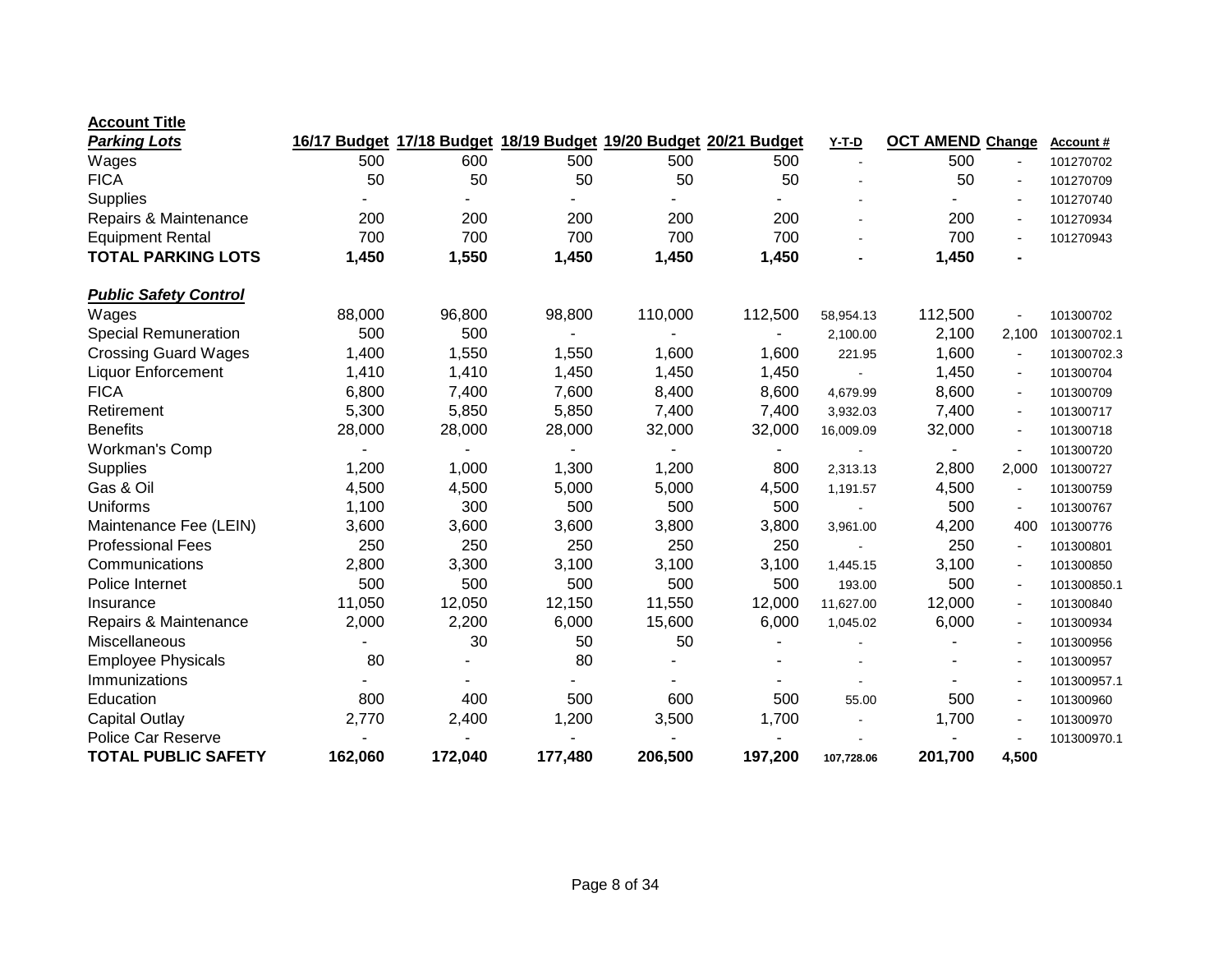| Account Title | 16/17 Budget | 17/18 Budget | 18/19 Budget | 19/20 Budget | 20/21 Budget | Y-T-D | OCT AMEND | Change | Account # |
|---|---|---|---|---|---|---|---|---|---|
| ***Parking Lots*** | | | | | | | | | |
| Wages | 500 | 600 | 500 | 500 | 500 | - | 500 | - | 101270702 |
| FICA | 50 | 50 | 50 | 50 | 50 | - | 50 | - | 101270709 |
| Supplies | - | - | - | - | - | - | - | - | 101270740 |
| Repairs & Maintenance | 200 | 200 | 200 | 200 | 200 | - | 200 | - | 101270934 |
| Equipment Rental | 700 | 700 | 700 | 700 | 700 | - | 700 | - | 101270943 |
| **TOTAL PARKING LOTS** | **1,450** | **1,550** | **1,450** | **1,450** | **1,450** | **-** | **1,450** | **-** | |
| | | | | | | | | | |
| ***Public Safety Control*** | | | | | | | | | |
| Wages | 88,000 | 96,800 | 98,800 | 110,000 | 112,500 | 58,954.13 | 112,500 | - | 101300702 |
| Special Remuneration | 500 | 500 | - | - | - | 2,100.00 | 2,100 | 2,100 | 101300702.1 |
| Crossing Guard Wages | 1,400 | 1,550 | 1,550 | 1,600 | 1,600 | 221.95 | 1,600 | - | 101300702.3 |
| Liquor Enforcement | 1,410 | 1,410 | 1,450 | 1,450 | 1,450 | - | 1,450 | - | 101300704 |
| FICA | 6,800 | 7,400 | 7,600 | 8,400 | 8,600 | 4,679.99 | 8,600 | - | 101300709 |
| Retirement | 5,300 | 5,850 | 5,850 | 7,400 | 7,400 | 3,932.03 | 7,400 | - | 101300717 |
| Benefits | 28,000 | 28,000 | 28,000 | 32,000 | 32,000 | 16,009.09 | 32,000 | - | 101300718 |
| Workman's Comp | - | - | - | - | - | - | - | - | 101300720 |
| Supplies | 1,200 | 1,000 | 1,300 | 1,200 | 800 | 2,313.13 | 2,800 | 2,000 | 101300727 |
| Gas & Oil | 4,500 | 4,500 | 5,000 | 5,000 | 4,500 | 1,191.57 | 4,500 | - | 101300759 |
| Uniforms | 1,100 | 300 | 500 | 500 | 500 | - | 500 | - | 101300767 |
| Maintenance Fee (LEIN) | 3,600 | 3,600 | 3,600 | 3,800 | 3,800 | 3,961.00 | 4,200 | 400 | 101300776 |
| Professional Fees | 250 | 250 | 250 | 250 | 250 | - | 250 | - | 101300801 |
| Communications | 2,800 | 3,300 | 3,100 | 3,100 | 3,100 | 1,445.15 | 3,100 | - | 101300850 |
| Police Internet | 500 | 500 | 500 | 500 | 500 | 193.00 | 500 | - | 101300850.1 |
| Insurance | 11,050 | 12,050 | 12,150 | 11,550 | 12,000 | 11,627.00 | 12,000 | - | 101300840 |
| Repairs & Maintenance | 2,000 | 2,200 | 6,000 | 15,600 | 6,000 | 1,045.02 | 6,000 | - | 101300934 |
| Miscellaneous | - | 30 | 50 | 50 | - | - | - | - | 101300956 |
| Employee Physicals | 80 | - | 80 | - | - | - | - | - | 101300957 |
| Immunizations | - | - | - | - | - | - | - | - | 101300957.1 |
| Education | 800 | 400 | 500 | 600 | 500 | 55.00 | 500 | - | 101300960 |
| Capital Outlay | 2,770 | 2,400 | 1,200 | 3,500 | 1,700 | - | 1,700 | - | 101300970 |
| Police Car Reserve | - | - | - | - | - | - | - | - | 101300970.1 |
| **TOTAL PUBLIC SAFETY** | **162,060** | **172,040** | **177,480** | **206,500** | **197,200** | **107,728.06** | **201,700** | **4,500** | |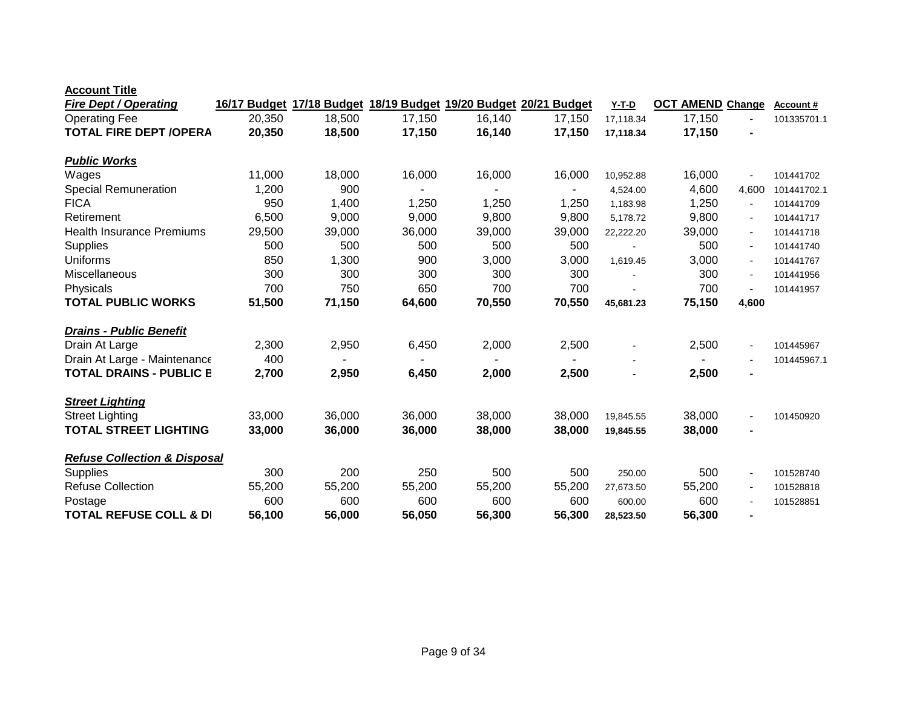| **Account Title** | | | | | | | | | |
|---|---|---|---|---|---|---|---|---|---|
| ***Fire Dept / Operating*** | **16/17 Budget** | **17/18 Budget** | **18/19 Budget** | **19/20 Budget** | **20/21 Budget** | **Y-T-D** | **OCT AMEND** | **Change** | **Account #** |
| Operating Fee | 20,350 | 18,500 | 17,150 | 16,140 | 17,150 | 17,118.34 | 17,150 | - | 101335701.1 |
| **TOTAL FIRE DEPT /OPERA** | **20,350** | **18,500** | **17,150** | **16,140** | **17,150** | **17,118.34** | **17,150** | **-** | |
| | | | | | | | | | |
| ***Public Works*** | | | | | | | | | |
| Wages | 11,000 | 18,000 | 16,000 | 16,000 | 16,000 | 10,952.88 | 16,000 | - | 101441702 |
| Special Remuneration | 1,200 | 900 | - | - | - | 4,524.00 | 4,600 | 4,600 | 101441702.1 |
| FICA | 950 | 1,400 | 1,250 | 1,250 | 1,250 | 1,183.98 | 1,250 | - | 101441709 |
| Retirement | 6,500 | 9,000 | 9,000 | 9,800 | 9,800 | 5,178.72 | 9,800 | - | 101441717 |
| Health Insurance Premiums | 29,500 | 39,000 | 36,000 | 39,000 | 39,000 | 22,222.20 | 39,000 | - | 101441718 |
| Supplies | 500 | 500 | 500 | 500 | 500 | - | 500 | - | 101441740 |
| Uniforms | 850 | 1,300 | 900 | 3,000 | 3,000 | 1,619.45 | 3,000 | - | 101441767 |
| Miscellaneous | 300 | 300 | 300 | 300 | 300 | - | 300 | - | 101441956 |
| Physicals | 700 | 750 | 650 | 700 | 700 | - | 700 | - | 101441957 |
| **TOTAL PUBLIC WORKS** | **51,500** | **71,150** | **64,600** | **70,550** | **70,550** | **45,681.23** | **75,150** | **4,600** | |
| | | | | | | | | | |
| ***Drains - Public Benefit*** | | | | | | | | | |
| Drain At Large | 2,300 | 2,950 | 6,450 | 2,000 | 2,500 | - | 2,500 | - | 101445967 |
| Drain At Large - Maintenance | 400 | - | - | - | - | - | - | - | 101445967.1 |
| **TOTAL DRAINS - PUBLIC B** | **2,700** | **2,950** | **6,450** | **2,000** | **2,500** | **-** | **2,500** | **-** | |
| | | | | | | | | | |
| ***Street Lighting*** | | | | | | | | | |
| Street Lighting | 33,000 | 36,000 | 36,000 | 38,000 | 38,000 | 19,845.55 | 38,000 | - | 101450920 |
| **TOTAL STREET LIGHTING** | **33,000** | **36,000** | **36,000** | **38,000** | **38,000** | **19,845.55** | **38,000** | **-** | |
| | | | | | | | | | |
| ***Refuse Collection & Disposal*** | | | | | | | | | |
| Supplies | 300 | 200 | 250 | 500 | 500 | 250.00 | 500 | - | 101528740 |
| Refuse Collection | 55,200 | 55,200 | 55,200 | 55,200 | 55,200 | 27,673.50 | 55,200 | - | 101528818 |
| Postage | 600 | 600 | 600 | 600 | 600 | 600.00 | 600 | - | 101528851 |
| **TOTAL REFUSE COLL & DI** | **56,100** | **56,000** | **56,050** | **56,300** | **56,300** | **28,523.50** | **56,300** | **-** | |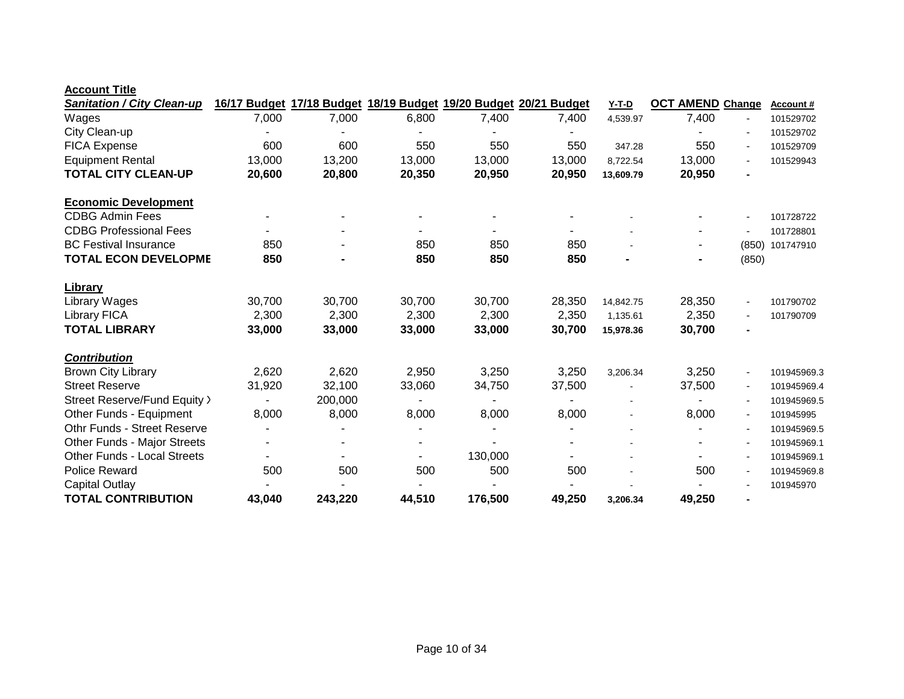| **Account Title** | | | | | | | | | |
|---|---|---|---|---|---|---|---|---|---|
| ***Sanitation / City Clean-up*** | **16/17 Budget** | **17/18 Budget** | **18/19 Budget** | **19/20 Budget** | **20/21 Budget** | **Y-T-D** | **OCT AMEND** | **Change** | **Account #** |
| Wages | 7,000 | 7,000 | 6,800 | 7,400 | 7,400 | 4,539.97 | 7,400 | - | 101529702 |
| City Clean-up | - | - | - | - | - | | - | - | 101529702 |
| FICA Expense | 600 | 600 | 550 | 550 | 550 | 347.28 | 550 | - | 101529709 |
| Equipment Rental | 13,000 | 13,200 | 13,000 | 13,000 | 13,000 | 8,722.54 | 13,000 | - | 101529943 |
| **TOTAL CITY CLEAN-UP** | **20,600** | **20,800** | **20,350** | **20,950** | **20,950** | **13,609.79** | **20,950** | **-** | |
| | | | | | | | | | |
| **Economic Development** | | | | | | | | | |
| CDBG Admin Fees | - | - | - | - | - | - | - | - | 101728722 |
| CDBG Professional Fees | - | - | - | - | - | - | - | - | 101728801 |
| BC Festival Insurance | 850 | - | 850 | 850 | 850 | - | - | (850) | 101747910 |
| **TOTAL ECON DEVELOPME** | **850** | **-** | **850** | **850** | **850** | **-** | **-** | **(850)** | |
| | | | | | | | | | |
| **Library** | | | | | | | | | |
| Library Wages | 30,700 | 30,700 | 30,700 | 30,700 | 28,350 | 14,842.75 | 28,350 | - | 101790702 |
| Library FICA | 2,300 | 2,300 | 2,300 | 2,300 | 2,350 | 1,135.61 | 2,350 | - | 101790709 |
| **TOTAL LIBRARY** | **33,000** | **33,000** | **33,000** | **33,000** | **30,700** | **15,978.36** | **30,700** | **-** | |
| | | | | | | | | | |
| ***Contribution*** | | | | | | | | | |
| Brown City Library | 2,620 | 2,620 | 2,950 | 3,250 | 3,250 | 3,206.34 | 3,250 | - | 101945969.3 |
| Street Reserve | 31,920 | 32,100 | 33,060 | 34,750 | 37,500 | - | 37,500 | - | 101945969.4 |
| Street Reserve/Fund Equity > | - | 200,000 | - | - | - | - | - | - | 101945969.5 |
| Other Funds - Equipment | 8,000 | 8,000 | 8,000 | 8,000 | 8,000 | - | 8,000 | - | 101945995 |
| Othr Funds - Street Reserve | - | - | - | - | - | - | - | - | 101945969.5 |
| Other Funds - Major Streets | - | - | - | - | - | - | - | - | 101945969.1 |
| Other Funds - Local Streets | - | - | - | 130,000 | - | - | - | - | 101945969.1 |
| Police Reward | 500 | 500 | 500 | 500 | 500 | - | 500 | - | 101945969.8 |
| Capital Outlay | - | - | - | - | - | - | - | - | 101945970 |
| **TOTAL CONTRIBUTION** | **43,040** | **243,220** | **44,510** | **176,500** | **49,250** | **3,206.34** | **49,250** | **-** | |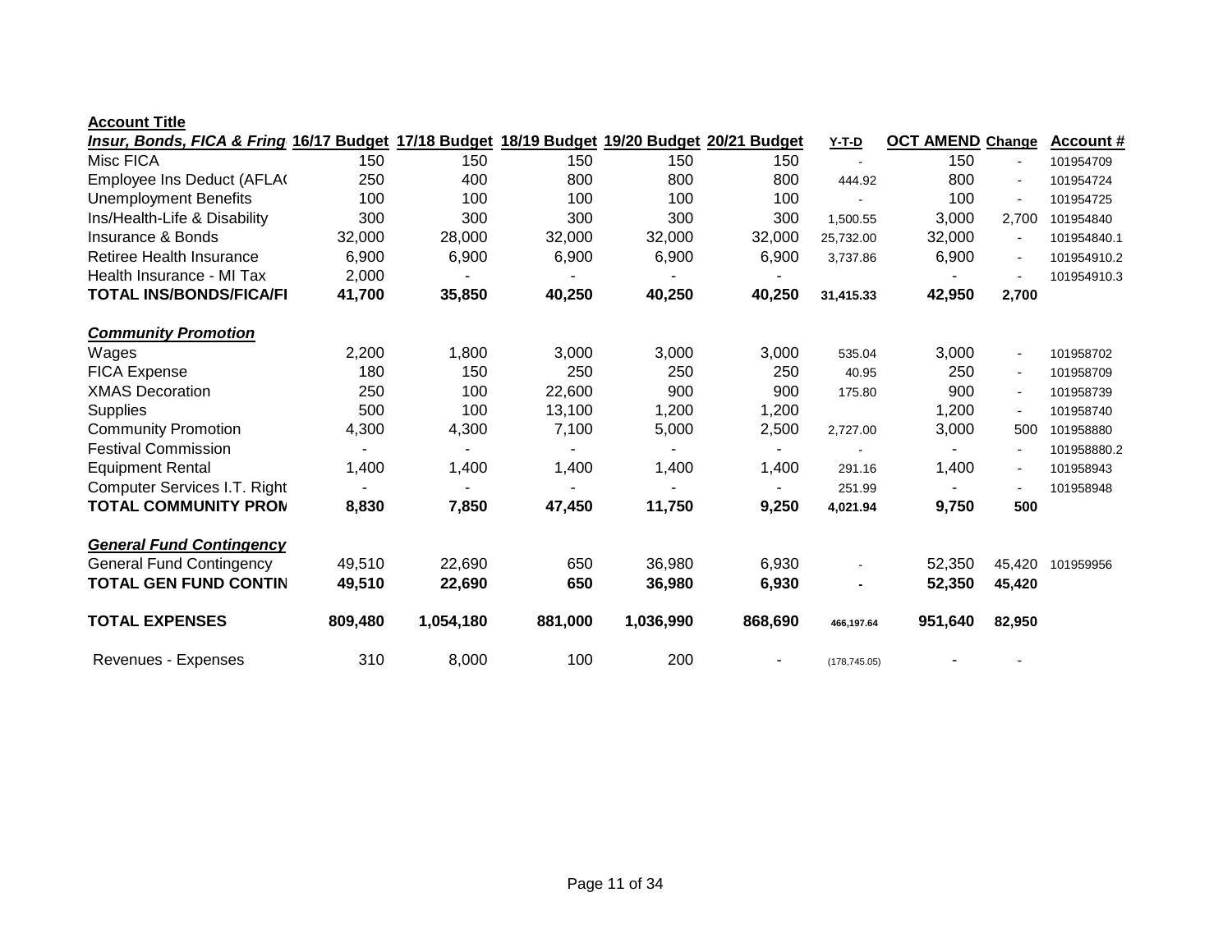| Account Title | | | | | | | | | |
|---|---|---|---|---|---|---|---|---|---|
| ***Insur, Bonds, FICA & Fring*** | **16/17 Budget** | **17/18 Budget** | **18/19 Budget** | **19/20 Budget** | **20/21 Budget** | **Y-T-D** | **OCT AMEND** | **Change** | **Account #** |
| Misc FICA | 150 | 150 | 150 | 150 | 150 | - | 150 | - | 101954709 |
| Employee Ins Deduct (AFLA( | 250 | 400 | 800 | 800 | 800 | 444.92 | 800 | - | 101954724 |
| Unemployment Benefits | 100 | 100 | 100 | 100 | 100 | - | 100 | - | 101954725 |
| Ins/Health-Life & Disability | 300 | 300 | 300 | 300 | 300 | 1,500.55 | 3,000 | 2,700 | 101954840 |
| Insurance & Bonds | 32,000 | 28,000 | 32,000 | 32,000 | 32,000 | 25,732.00 | 32,000 | - | 101954840.1 |
| Retiree Health Insurance | 6,900 | 6,900 | 6,900 | 6,900 | 6,900 | 3,737.86 | 6,900 | - | 101954910.2 |
| Health Insurance - MI Tax | 2,000 | - | - | - | - | | - | - | 101954910.3 |
| **TOTAL INS/BONDS/FICA/FI** | **41,700** | **35,850** | **40,250** | **40,250** | **40,250** | **31,415.33** | **42,950** | **2,700** | |
| | | | | | | | | | |
| ***Community Promotion*** | | | | | | | | | |
| Wages | 2,200 | 1,800 | 3,000 | 3,000 | 3,000 | 535.04 | 3,000 | - | 101958702 |
| FICA Expense | 180 | 150 | 250 | 250 | 250 | 40.95 | 250 | - | 101958709 |
| XMAS Decoration | 250 | 100 | 22,600 | 900 | 900 | 175.80 | 900 | - | 101958739 |
| Supplies | 500 | 100 | 13,100 | 1,200 | 1,200 | | 1,200 | - | 101958740 |
| Community Promotion | 4,300 | 4,300 | 7,100 | 5,000 | 2,500 | 2,727.00 | 3,000 | 500 | 101958880 |
| Festival Commission | - | - | - | - | - | - | - | - | 101958880.2 |
| Equipment Rental | 1,400 | 1,400 | 1,400 | 1,400 | 1,400 | 291.16 | 1,400 | - | 101958943 |
| Computer Services I.T. Right | - | - | - | - | - | 251.99 | - | - | 101958948 |
| **TOTAL COMMUNITY PROM** | **8,830** | **7,850** | **47,450** | **11,750** | **9,250** | **4,021.94** | **9,750** | **500** | |
| | | | | | | | | | |
| ***General Fund Contingency*** | | | | | | | | | |
| General Fund Contingency | 49,510 | 22,690 | 650 | 36,980 | 6,930 | - | 52,350 | 45,420 | 101959956 |
| **TOTAL GEN FUND CONTIN** | **49,510** | **22,690** | **650** | **36,980** | **6,930** | **-** | **52,350** | **45,420** | |
| | | | | | | | | | |
| **TOTAL EXPENSES** | **809,480** | **1,054,180** | **881,000** | **1,036,990** | **868,690** | **466,197.64** | **951,640** | **82,950** | |
| | | | | | | | | | |
| Revenues - Expenses | 310 | 8,000 | 100 | 200 | - | (178,745.05) | - | - | |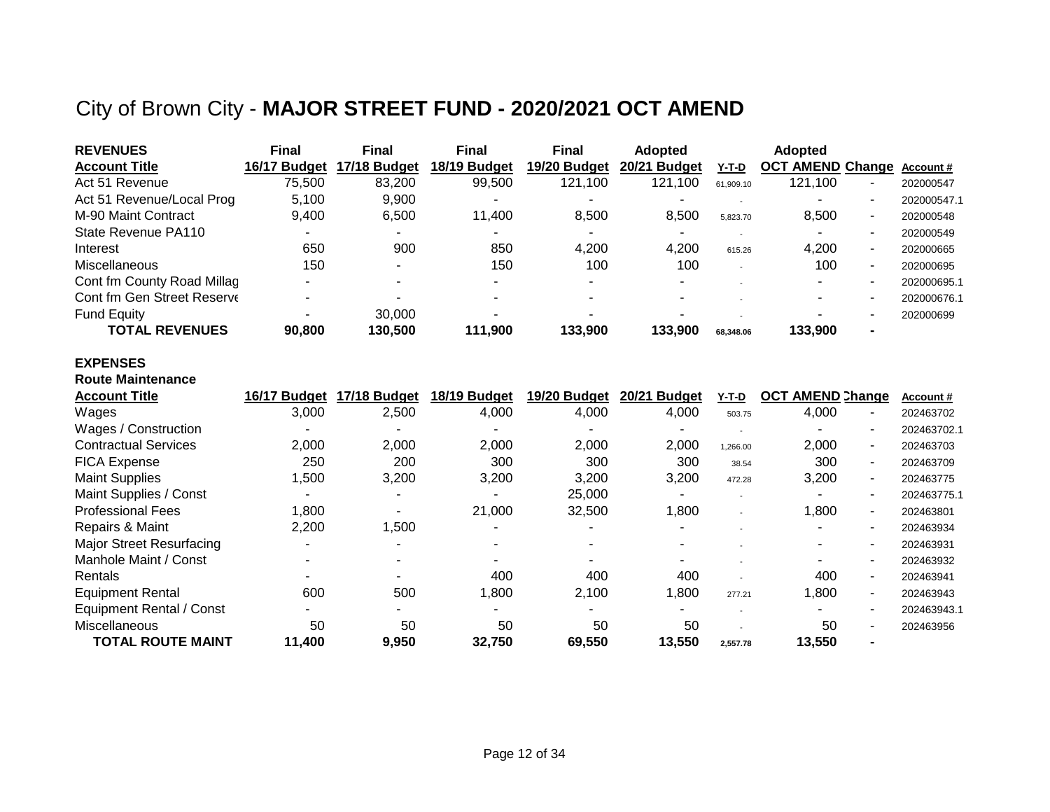# City of Brown City - **MAJOR STREET FUND - 2020/2021 OCT AMEND**

| **REVENUES** | **Final** | **Final** | **Final** | **Final** | **Adopted** | | **Adopted** | | |
|---|---|---|---|---|---|---|---|---|---|
| **Account Title** | **16/17 Budget** | **17/18 Budget** | **18/19 Budget** | **19/20 Budget** | **20/21 Budget** | **Y-T-D** | **OCT AMEND** | **Change** | **Account #** |
| Act 51 Revenue | 75,500 | 83,200 | 99,500 | 121,100 | 121,100 | 61,909.10 | 121,100 | - | 202000547 |
| Act 51 Revenue/Local Prog | 5,100 | 9,900 | - | - | - | - | - | - | 202000547.1 |
| M-90 Maint Contract | 9,400 | 6,500 | 11,400 | 8,500 | 8,500 | 5,823.70 | 8,500 | - | 202000548 |
| State Revenue PA110 | - | - | - | - | - | - | - | - | 202000549 |
| Interest | 650 | 900 | 850 | 4,200 | 4,200 | 615.26 | 4,200 | - | 202000665 |
| Miscellaneous | 150 | - | 150 | 100 | 100 | - | 100 | - | 202000695 |
| Cont fm County Road Millag | - | - | - | - | - | - | - | - | 202000695.1 |
| Cont fm Gen Street Reserve | - | - | - | - | - | - | - | - | 202000676.1 |
| Fund Equity | - | 30,000 | - | - | - | - | - | - | 202000699 |
| **TOTAL REVENUES** | **90,800** | **130,500** | **111,900** | **133,900** | **133,900** | **68,348.06** | **133,900** | **-** | |

**EXPENSES**

**Route Maintenance**

| **Account Title** | **16/17 Budget** | **17/18 Budget** | **18/19 Budget** | **19/20 Budget** | **20/21 Budget** | **Y-T-D** | **OCT AMEND** | **Change** | **Account #** |
|---|---|---|---|---|---|---|---|---|---|
| Wages | 3,000 | 2,500 | 4,000 | 4,000 | 4,000 | 503.75 | 4,000 | - | 202463702 |
| Wages / Construction | - | - | - | - | - | - | - | - | 202463702.1 |
| Contractual Services | 2,000 | 2,000 | 2,000 | 2,000 | 2,000 | 1,266.00 | 2,000 | - | 202463703 |
| FICA Expense | 250 | 200 | 300 | 300 | 300 | 38.54 | 300 | - | 202463709 |
| Maint Supplies | 1,500 | 3,200 | 3,200 | 3,200 | 3,200 | 472.28 | 3,200 | - | 202463775 |
| Maint Supplies / Const | - | - | - | 25,000 | - | - | - | - | 202463775.1 |
| Professional Fees | 1,800 | - | 21,000 | 32,500 | 1,800 | - | 1,800 | - | 202463801 |
| Repairs & Maint | 2,200 | 1,500 | - | - | - | - | - | - | 202463934 |
| Major Street Resurfacing | - | - | - | - | - | - | - | - | 202463931 |
| Manhole Maint / Const | - | - | - | - | - | - | - | - | 202463932 |
| Rentals | - | - | 400 | 400 | 400 | - | 400 | - | 202463941 |
| Equipment Rental | 600 | 500 | 1,800 | 2,100 | 1,800 | 277.21 | 1,800 | - | 202463943 |
| Equipment Rental / Const | - | - | - | - | - | - | - | - | 202463943.1 |
| Miscellaneous | 50 | 50 | 50 | 50 | 50 | - | 50 | - | 202463956 |
| **TOTAL ROUTE MAINT** | **11,400** | **9,950** | **32,750** | **69,550** | **13,550** | **2,557.78** | **13,550** | **-** | |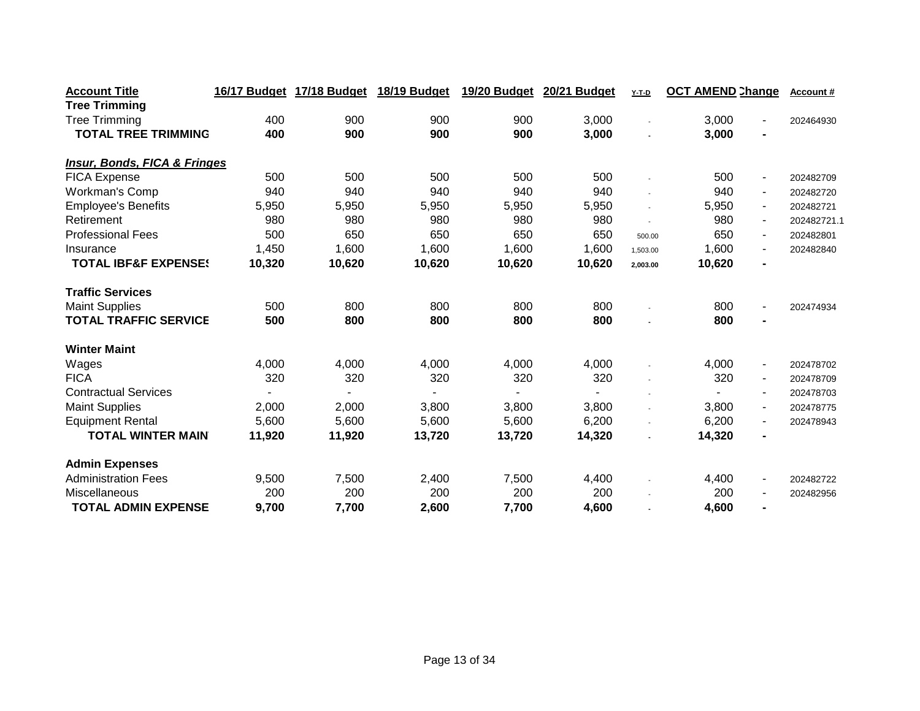| Account Title | 16/17 Budget | 17/18 Budget | 18/19 Budget | 19/20 Budget | 20/21 Budget | Y-T-D | OCT AMEND | Change | Account # |
|---|---|---|---|---|---|---|---|---|---|
| **Tree Trimming** | | | | | | | | | |
| Tree Trimming | 400 | 900 | 900 | 900 | 3,000 | - | 3,000 | - | 202464930 |
| **TOTAL TREE TRIMMING** | **400** | **900** | **900** | **900** | **3,000** | - | **3,000** | **-** | |
| | | | | | | | | | |
| ***Insur, Bonds, FICA & Fringes*** | | | | | | | | | |
| FICA Expense | 500 | 500 | 500 | 500 | 500 | - | 500 | - | 202482709 |
| Workman's Comp | 940 | 940 | 940 | 940 | 940 | - | 940 | - | 202482720 |
| Employee's Benefits | 5,950 | 5,950 | 5,950 | 5,950 | 5,950 | - | 5,950 | - | 202482721 |
| Retirement | 980 | 980 | 980 | 980 | 980 | - | 980 | - | 202482721.1 |
| Professional Fees | 500 | 650 | 650 | 650 | 650 | 500.00 | 650 | - | 202482801 |
| Insurance | 1,450 | 1,600 | 1,600 | 1,600 | 1,600 | 1,503.00 | 1,600 | - | 202482840 |
| **TOTAL IBF&F EXPENSES** | **10,320** | **10,620** | **10,620** | **10,620** | **10,620** | **2,003.00** | **10,620** | **-** | |
| | | | | | | | | | |
| **Traffic Services** | | | | | | | | | |
| Maint Supplies | 500 | 800 | 800 | 800 | 800 | - | 800 | - | 202474934 |
| **TOTAL TRAFFIC SERVICE** | **500** | **800** | **800** | **800** | **800** | - | **800** | **-** | |
| | | | | | | | | | |
| **Winter Maint** | | | | | | | | | |
| Wages | 4,000 | 4,000 | 4,000 | 4,000 | 4,000 | - | 4,000 | - | 202478702 |
| FICA | 320 | 320 | 320 | 320 | 320 | - | 320 | - | 202478709 |
| Contractual Services | - | - | - | - | - | - | - | - | 202478703 |
| Maint Supplies | 2,000 | 2,000 | 3,800 | 3,800 | 3,800 | - | 3,800 | - | 202478775 |
| Equipment Rental | 5,600 | 5,600 | 5,600 | 5,600 | 6,200 | - | 6,200 | - | 202478943 |
| **TOTAL WINTER MAINT** | **11,920** | **11,920** | **13,720** | **13,720** | **14,320** | - | **14,320** | **-** | |
| | | | | | | | | | |
| **Admin Expenses** | | | | | | | | | |
| Administration Fees | 9,500 | 7,500 | 2,400 | 7,500 | 4,400 | - | 4,400 | - | 202482722 |
| Miscellaneous | 200 | 200 | 200 | 200 | 200 | - | 200 | - | 202482956 |
| **TOTAL ADMIN EXPENSE** | **9,700** | **7,700** | **2,600** | **7,700** | **4,600** | - | **4,600** | **-** | |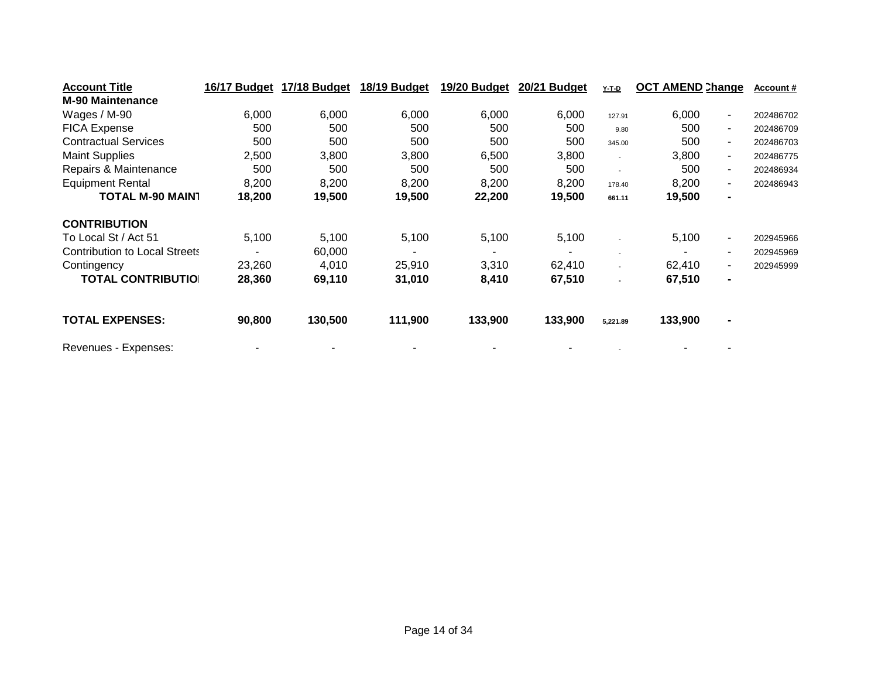| Account Title | 16/17 Budget | 17/18 Budget | 18/19 Budget | 19/20 Budget | 20/21 Budget | Y-T-D | OCT AMEND | Change | Account # |
|---|---|---|---|---|---|---|---|---|---|
| **M-90 Maintenance** | | | | | | | | | |
| Wages / M-90 | 6,000 | 6,000 | 6,000 | 6,000 | 6,000 | 127.91 | 6,000 | - | 202486702 |
| FICA Expense | 500 | 500 | 500 | 500 | 500 | 9.80 | 500 | - | 202486709 |
| Contractual Services | 500 | 500 | 500 | 500 | 500 | 345.00 | 500 | - | 202486703 |
| Maint Supplies | 2,500 | 3,800 | 3,800 | 6,500 | 3,800 | - | 3,800 | - | 202486775 |
| Repairs & Maintenance | 500 | 500 | 500 | 500 | 500 | - | 500 | - | 202486934 |
| Equipment Rental | 8,200 | 8,200 | 8,200 | 8,200 | 8,200 | 178.40 | 8,200 | - | 202486943 |
| **TOTAL M-90 MAINT** | **18,200** | **19,500** | **19,500** | **22,200** | **19,500** | **661.11** | **19,500** | **-** | |
| | | | | | | | | | |
| **CONTRIBUTION** | | | | | | | | | |
| To Local St / Act 51 | 5,100 | 5,100 | 5,100 | 5,100 | 5,100 | - | 5,100 | - | 202945966 |
| Contribution to Local Streets | - | 60,000 | - | - | - | - | - | - | 202945969 |
| Contingency | 23,260 | 4,010 | 25,910 | 3,310 | 62,410 | - | 62,410 | - | 202945999 |
| **TOTAL CONTRIBUTION** | **28,360** | **69,110** | **31,010** | **8,410** | **67,510** | - | **67,510** | **-** | |
| | | | | | | | | | |
| **TOTAL EXPENSES:** | **90,800** | **130,500** | **111,900** | **133,900** | **133,900** | **5,221.89** | **133,900** | **-** | |
| | | | | | | | | | |
| Revenues - Expenses: | - | - | - | - | - | - | - | - | |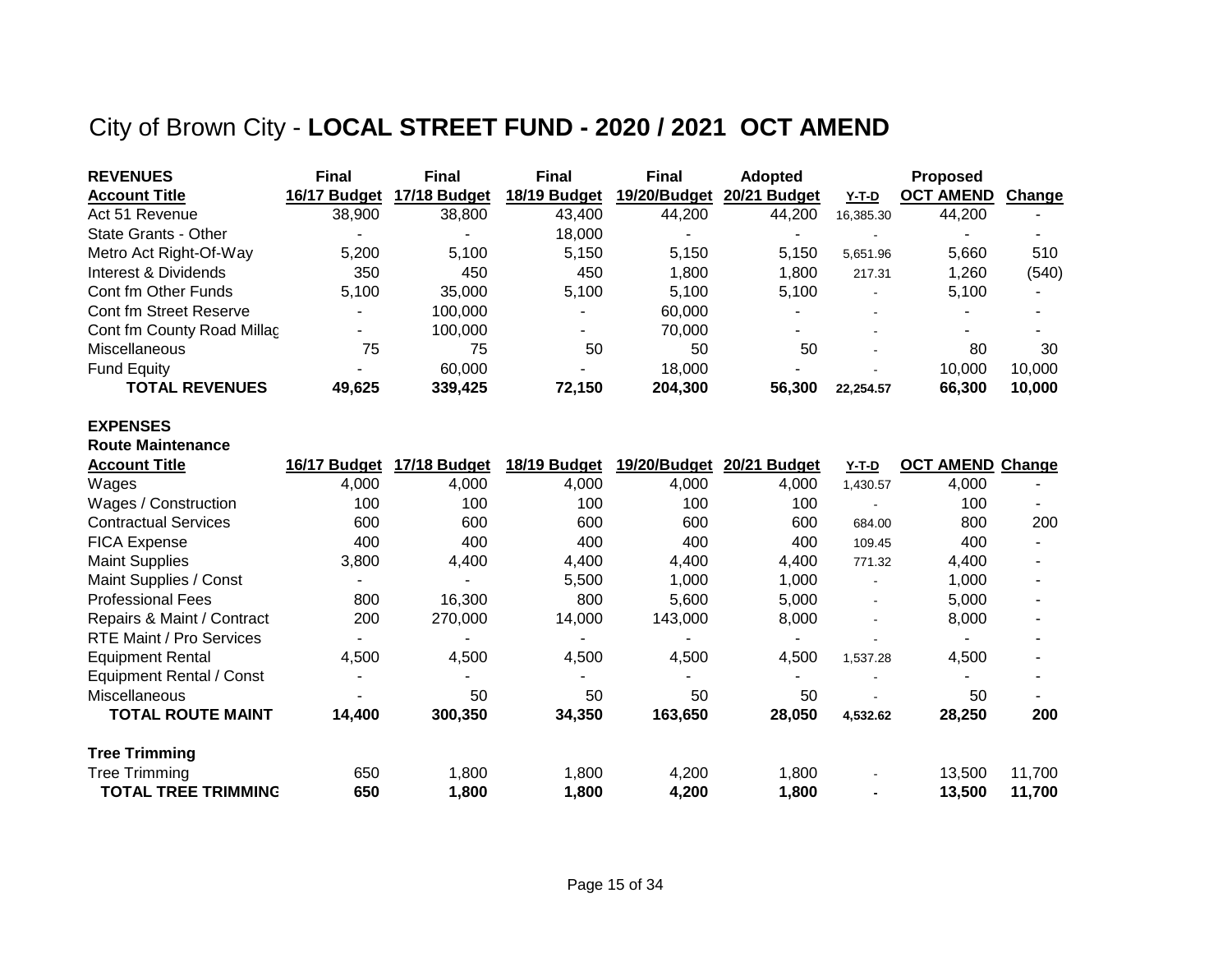# City of Brown City - **LOCAL STREET FUND - 2020 / 2021 OCT AMEND**

| **REVENUES** | **Final** | **Final** | **Final** | **Final** | **Adopted** | | **Proposed** | |
|---|---|---|---|---|---|---|---|---|
| **Account Title** | **16/17 Budget** | **17/18 Budget** | **18/19 Budget** | **19/20/Budget** | **20/21 Budget** | **Y-T-D** | **OCT AMEND** | **Change** |
| Act 51 Revenue | 38,900 | 38,800 | 43,400 | 44,200 | 44,200 | 16,385.30 | 44,200 | - |
| State Grants - Other | - | - | 18,000 | - | - | - | - | - |
| Metro Act Right-Of-Way | 5,200 | 5,100 | 5,150 | 5,150 | 5,150 | 5,651.96 | 5,660 | 510 |
| Interest & Dividends | 350 | 450 | 450 | 1,800 | 1,800 | 217.31 | 1,260 | (540) |
| Cont fm Other Funds | 5,100 | 35,000 | 5,100 | 5,100 | 5,100 | - | 5,100 | - |
| Cont fm Street Reserve | - | 100,000 | - | 60,000 | - | - | - | - |
| Cont fm County Road Millag | - | 100,000 | - | 70,000 | - | - | - | - |
| Miscellaneous | 75 | 75 | 50 | 50 | 50 | - | 80 | 30 |
| Fund Equity | - | 60,000 | - | 18,000 | - | - | 10,000 | 10,000 |
| **TOTAL REVENUES** | **49,625** | **339,425** | **72,150** | **204,300** | **56,300** | **22,254.57** | **66,300** | **10,000** |

**EXPENSES**

**Route Maintenance**

| **Account Title** | **16/17 Budget** | **17/18 Budget** | **18/19 Budget** | **19/20/Budget** | **20/21 Budget** | **Y-T-D** | **OCT AMEND** | **Change** |
|---|---|---|---|---|---|---|---|---|
| Wages | 4,000 | 4,000 | 4,000 | 4,000 | 4,000 | 1,430.57 | 4,000 | - |
| Wages / Construction | 100 | 100 | 100 | 100 | 100 | - | 100 | - |
| Contractual Services | 600 | 600 | 600 | 600 | 600 | 684.00 | 800 | 200 |
| FICA Expense | 400 | 400 | 400 | 400 | 400 | 109.45 | 400 | - |
| Maint Supplies | 3,800 | 4,400 | 4,400 | 4,400 | 4,400 | 771.32 | 4,400 | - |
| Maint Supplies / Const | - | - | 5,500 | 1,000 | 1,000 | - | 1,000 | - |
| Professional Fees | 800 | 16,300 | 800 | 5,600 | 5,000 | - | 5,000 | - |
| Repairs & Maint / Contract | 200 | 270,000 | 14,000 | 143,000 | 8,000 | - | 8,000 | - |
| RTE Maint / Pro Services | - | - | - | - | - | - | - | - |
| Equipment Rental | 4,500 | 4,500 | 4,500 | 4,500 | 4,500 | 1,537.28 | 4,500 | - |
| Equipment Rental / Const | - | - | - | - | - | - | - | - |
| Miscellaneous | - | 50 | 50 | 50 | 50 | - | 50 | - |
| **TOTAL ROUTE MAINT** | **14,400** | **300,350** | **34,350** | **163,650** | **28,050** | **4,532.62** | **28,250** | **200** |

**Tree Trimming**

| | | | | | | | | |
|---|---|---|---|---|---|---|---|---|
| Tree Trimming | 650 | 1,800 | 1,800 | 4,200 | 1,800 | - | 13,500 | 11,700 |
| **TOTAL TREE TRIMMING** | **650** | **1,800** | **1,800** | **4,200** | **1,800** | **-** | **13,500** | **11,700** |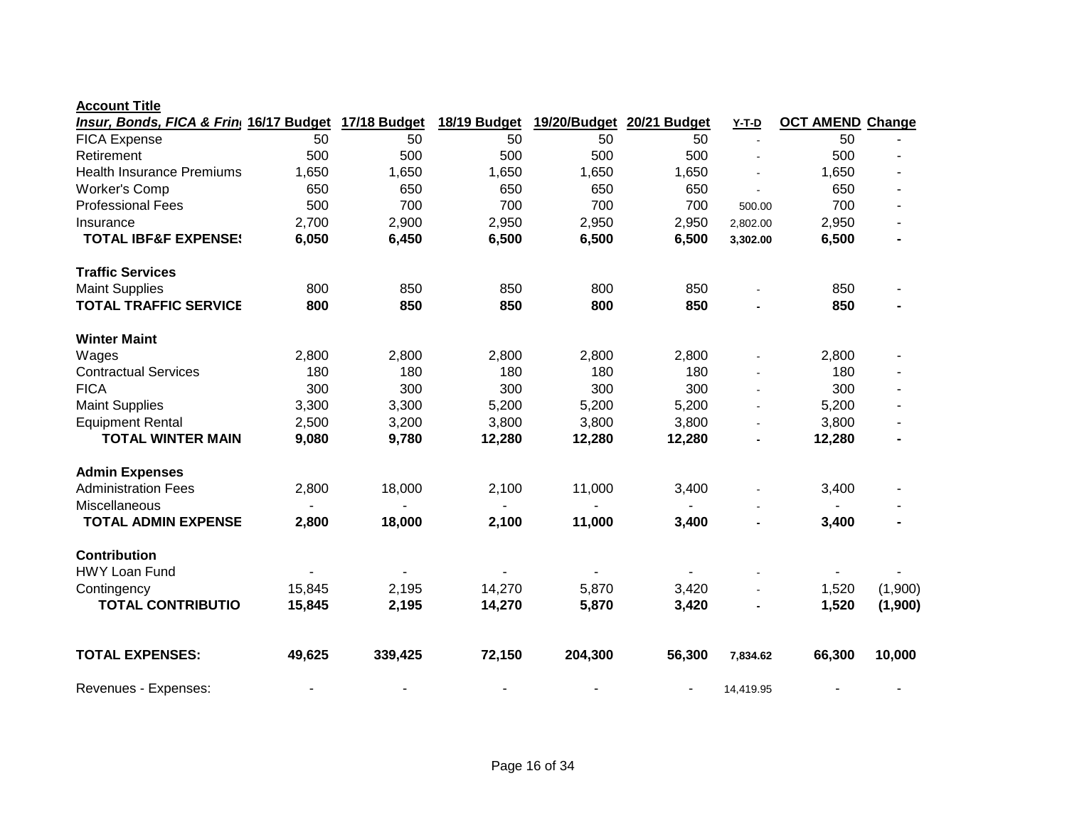| **Account Title** | | | | | | | | |
|---|---|---|---|---|---|---|---|---|
| ***Insur, Bonds, FICA & Frin*** | **16/17 Budget** | **17/18 Budget** | **18/19 Budget** | **19/20/Budget** | **20/21 Budget** | **Y-T-D** | **OCT AMEND** | **Change** |
| FICA Expense | 50 | 50 | 50 | 50 | 50 | - | 50 | - |
| Retirement | 500 | 500 | 500 | 500 | 500 | - | 500 | - |
| Health Insurance Premiums | 1,650 | 1,650 | 1,650 | 1,650 | 1,650 | - | 1,650 | - |
| Worker's Comp | 650 | 650 | 650 | 650 | 650 | - | 650 | - |
| Professional Fees | 500 | 700 | 700 | 700 | 700 | 500.00 | 700 | - |
| Insurance | 2,700 | 2,900 | 2,950 | 2,950 | 2,950 | 2,802.00 | 2,950 | - |
| **TOTAL IBF&F EXPENSES** | **6,050** | **6,450** | **6,500** | **6,500** | **6,500** | **3,302.00** | **6,500** | **-** |
| | | | | | | | | |
| **Traffic Services** | | | | | | | | |
| Maint Supplies | 800 | 850 | 850 | 800 | 850 | - | 850 | - |
| **TOTAL TRAFFIC SERVICE** | **800** | **850** | **850** | **800** | **850** | **-** | **850** | **-** |
| | | | | | | | | |
| **Winter Maint** | | | | | | | | |
| Wages | 2,800 | 2,800 | 2,800 | 2,800 | 2,800 | - | 2,800 | - |
| Contractual Services | 180 | 180 | 180 | 180 | 180 | - | 180 | - |
| FICA | 300 | 300 | 300 | 300 | 300 | - | 300 | - |
| Maint Supplies | 3,300 | 3,300 | 5,200 | 5,200 | 5,200 | - | 5,200 | - |
| Equipment Rental | 2,500 | 3,200 | 3,800 | 3,800 | 3,800 | - | 3,800 | - |
| **TOTAL WINTER MAIN** | **9,080** | **9,780** | **12,280** | **12,280** | **12,280** | **-** | **12,280** | **-** |
| | | | | | | | | |
| **Admin Expenses** | | | | | | | | |
| Administration Fees | 2,800 | 18,000 | 2,100 | 11,000 | 3,400 | - | 3,400 | - |
| Miscellaneous | - | - | - | - | - | - | - | - |
| **TOTAL ADMIN EXPENSE** | **2,800** | **18,000** | **2,100** | **11,000** | **3,400** | **-** | **3,400** | **-** |
| | | | | | | | | |
| **Contribution** | | | | | | | | |
| HWY Loan Fund | - | - | - | - | - | - | - | - |
| Contingency | 15,845 | 2,195 | 14,270 | 5,870 | 3,420 | - | 1,520 | (1,900) |
| **TOTAL CONTRIBUTIO** | **15,845** | **2,195** | **14,270** | **5,870** | **3,420** | **-** | **1,520** | **(1,900)** |
| | | | | | | | | |
| **TOTAL EXPENSES:** | **49,625** | **339,425** | **72,150** | **204,300** | **56,300** | **7,834.62** | **66,300** | **10,000** |
| | | | | | | | | |
| Revenues - Expenses: | - | - | - | - | - | 14,419.95 | - | - |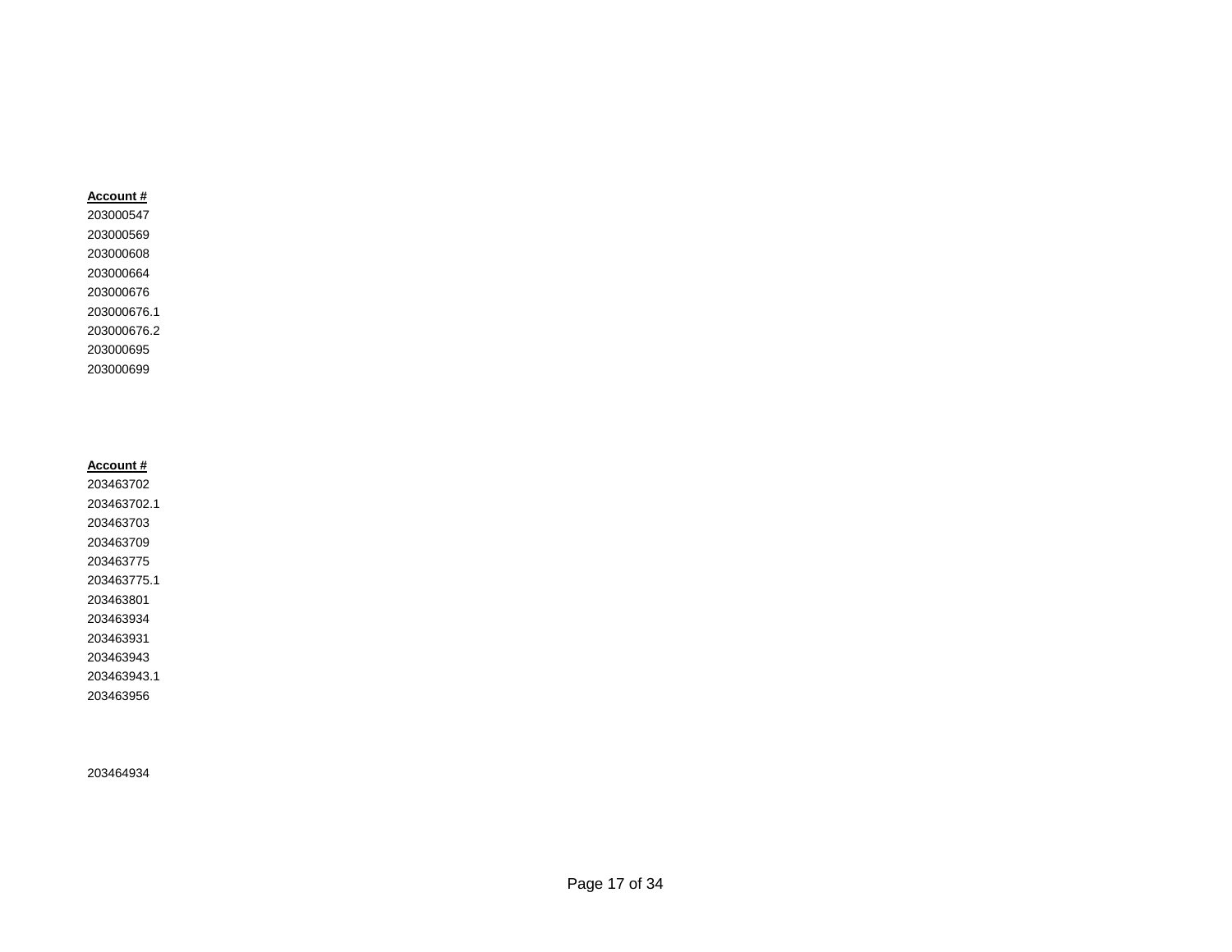| Account # |
| --- |
| 203000547 |
| 203000569 |
| 203000608 |
| 203000664 |
| 203000676 |
| 203000676.1 |
| 203000676.2 |
| 203000695 |
| 203000699 |

| Account # |
| --- |
| 203463702 |
| 203463702.1 |
| 203463703 |
| 203463709 |
| 203463775 |
| 203463775.1 |
| 203463801 |
| 203463934 |
| 203463931 |
| 203463943 |
| 203463943.1 |
| 203463956 |

203464934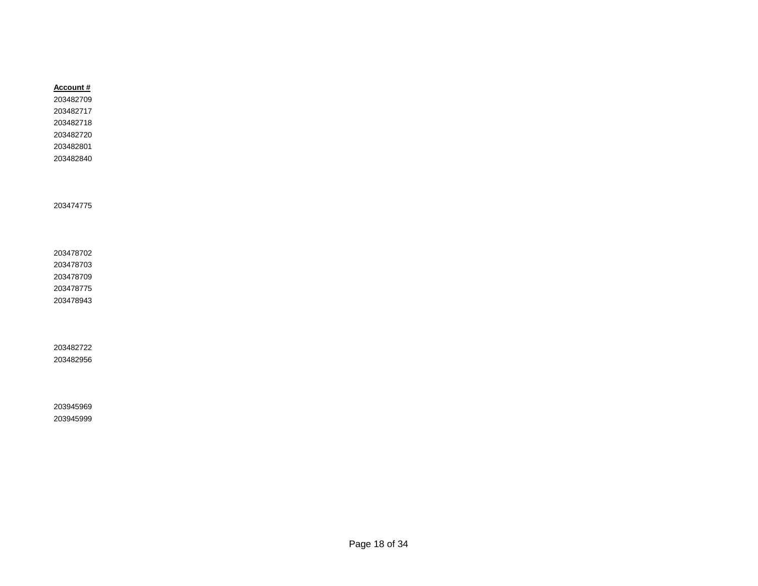| Account # |
|---|
| 203482709 |
| 203482717 |
| 203482718 |
| 203482720 |
| 203482801 |
| 203482840 |
| |
| 203474775 |
| |
| 203478702 |
| 203478703 |
| 203478709 |
| 203478775 |
| 203478943 |
| |
| 203482722 |
| 203482956 |
| |
| 203945969 |
| 203945999 |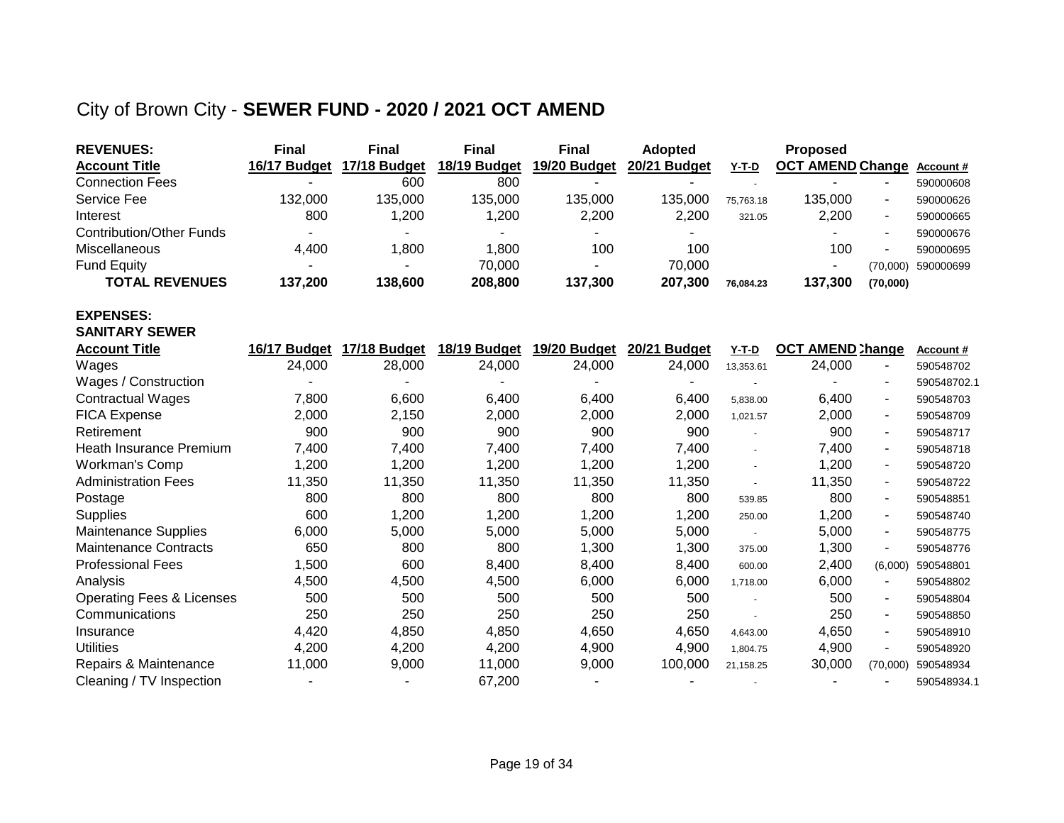# City of Brown City - **SEWER FUND - 2020 / 2021 OCT AMEND**

| **REVENUES:** | **Final** | **Final** | **Final** | **Final** | **Adopted** | | **Proposed** | | |
|---|---|---|---|---|---|---|---|---|---|
| **Account Title** | **16/17 Budget** | **17/18 Budget** | **18/19 Budget** | **19/20 Budget** | **20/21 Budget** | **Y-T-D** | **OCT AMEND** | **Change** | **Account #** |
| Connection Fees | - | 600 | 800 | - | - | - | - | - | 590000608 |
| Service Fee | 132,000 | 135,000 | 135,000 | 135,000 | 135,000 | 75,763.18 | 135,000 | - | 590000626 |
| Interest | 800 | 1,200 | 1,200 | 2,200 | 2,200 | 321.05 | 2,200 | - | 590000665 |
| Contribution/Other Funds | - | - | - | - | - | | - | - | 590000676 |
| Miscellaneous | 4,400 | 1,800 | 1,800 | 100 | 100 | | 100 | - | 590000695 |
| Fund Equity | - | - | 70,000 | - | 70,000 | | - | (70,000) | 590000699 |
| **TOTAL REVENUES** | **137,200** | **138,600** | **208,800** | **137,300** | **207,300** | **76,084.23** | **137,300** | **(70,000)** | |

**EXPENSES:**

**SANITARY SEWER**

| **Account Title** | **16/17 Budget** | **17/18 Budget** | **18/19 Budget** | **19/20 Budget** | **20/21 Budget** | **Y-T-D** | **OCT AMEND** | **Change** | **Account #** |
|---|---|---|---|---|---|---|---|---|---|
| Wages | 24,000 | 28,000 | 24,000 | 24,000 | 24,000 | 13,353.61 | 24,000 | - | 590548702 |
| Wages / Construction | - | - | - | - | - | - | - | - | 590548702.1 |
| Contractual Wages | 7,800 | 6,600 | 6,400 | 6,400 | 6,400 | 5,838.00 | 6,400 | - | 590548703 |
| FICA Expense | 2,000 | 2,150 | 2,000 | 2,000 | 2,000 | 1,021.57 | 2,000 | - | 590548709 |
| Retirement | 900 | 900 | 900 | 900 | 900 | - | 900 | - | 590548717 |
| Heath Insurance Premium | 7,400 | 7,400 | 7,400 | 7,400 | 7,400 | - | 7,400 | - | 590548718 |
| Workman's Comp | 1,200 | 1,200 | 1,200 | 1,200 | 1,200 | - | 1,200 | - | 590548720 |
| Administration Fees | 11,350 | 11,350 | 11,350 | 11,350 | 11,350 | - | 11,350 | - | 590548722 |
| Postage | 800 | 800 | 800 | 800 | 800 | 539.85 | 800 | - | 590548851 |
| Supplies | 600 | 1,200 | 1,200 | 1,200 | 1,200 | 250.00 | 1,200 | - | 590548740 |
| Maintenance Supplies | 6,000 | 5,000 | 5,000 | 5,000 | 5,000 | - | 5,000 | - | 590548775 |
| Maintenance Contracts | 650 | 800 | 800 | 1,300 | 1,300 | 375.00 | 1,300 | - | 590548776 |
| Professional Fees | 1,500 | 600 | 8,400 | 8,400 | 8,400 | 600.00 | 2,400 | (6,000) | 590548801 |
| Analysis | 4,500 | 4,500 | 4,500 | 6,000 | 6,000 | 1,718.00 | 6,000 | - | 590548802 |
| Operating Fees & Licenses | 500 | 500 | 500 | 500 | 500 | - | 500 | - | 590548804 |
| Communications | 250 | 250 | 250 | 250 | 250 | - | 250 | - | 590548850 |
| Insurance | 4,420 | 4,850 | 4,850 | 4,650 | 4,650 | 4,643.00 | 4,650 | - | 590548910 |
| Utilities | 4,200 | 4,200 | 4,200 | 4,900 | 4,900 | 1,804.75 | 4,900 | - | 590548920 |
| Repairs & Maintenance | 11,000 | 9,000 | 11,000 | 9,000 | 100,000 | 21,158.25 | 30,000 | (70,000) | 590548934 |
| Cleaning / TV Inspection | - | - | 67,200 | - | - | - | - | - | 590548934.1 |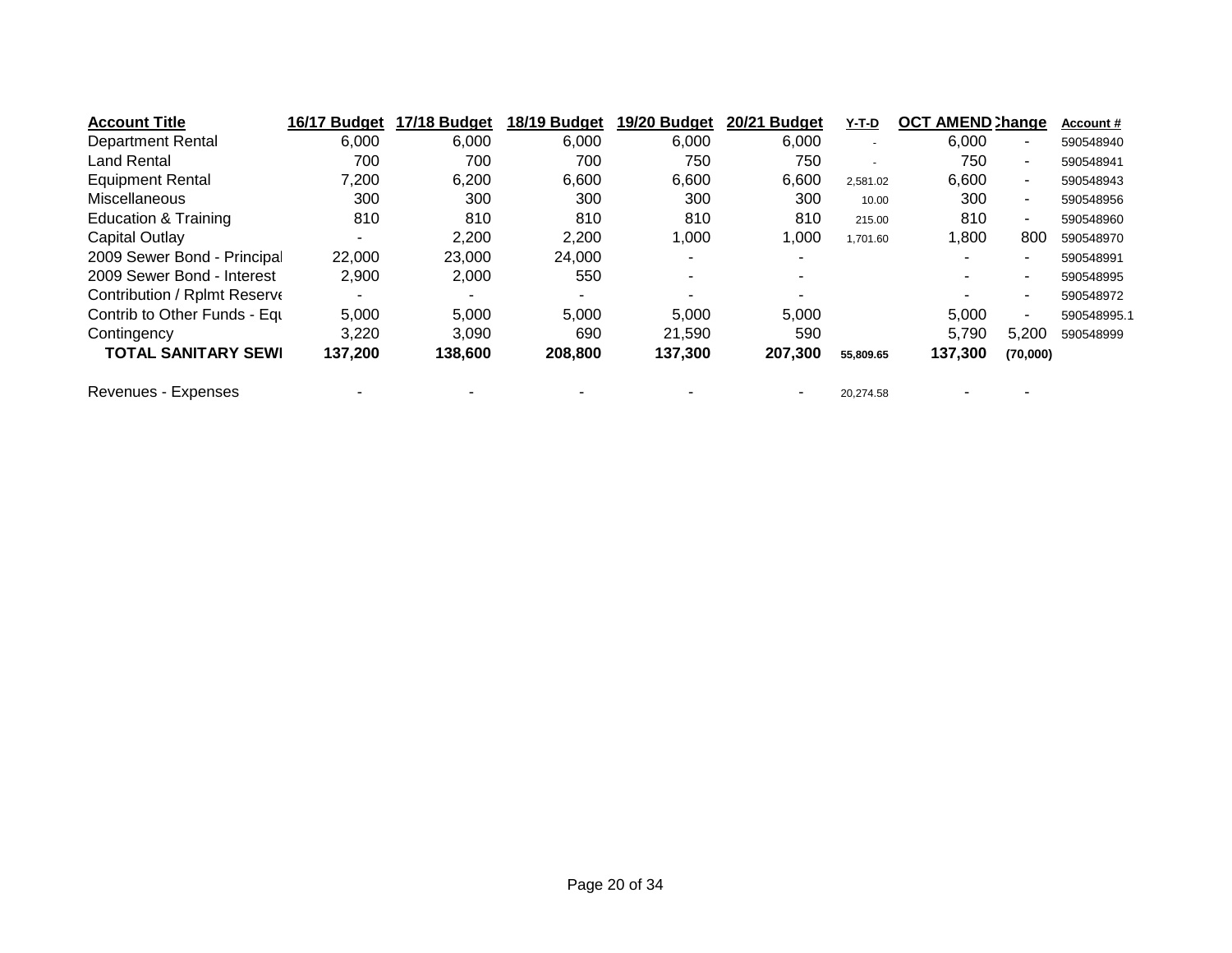| Account Title | 16/17 Budget | 17/18 Budget | 18/19 Budget | 19/20 Budget | 20/21 Budget | Y-T-D | OCT AMEND | Change | Account # |
|---|---|---|---|---|---|---|---|---|---|
| Department Rental | 6,000 | 6,000 | 6,000 | 6,000 | 6,000 | - | 6,000 | - | 590548940 |
| Land Rental | 700 | 700 | 700 | 750 | 750 | - | 750 | - | 590548941 |
| Equipment Rental | 7,200 | 6,200 | 6,600 | 6,600 | 6,600 | 2,581.02 | 6,600 | - | 590548943 |
| Miscellaneous | 300 | 300 | 300 | 300 | 300 | 10.00 | 300 | - | 590548956 |
| Education & Training | 810 | 810 | 810 | 810 | 810 | 215.00 | 810 | - | 590548960 |
| Capital Outlay | - | 2,200 | 2,200 | 1,000 | 1,000 | 1,701.60 | 1,800 | 800 | 590548970 |
| 2009 Sewer Bond - Principal | 22,000 | 23,000 | 24,000 | - | - | | - | - | 590548991 |
| 2009 Sewer Bond - Interest | 2,900 | 2,000 | 550 | - | - | | - | - | 590548995 |
| Contribution / Rplmt Reserve | - | - | - | - | - | | - | - | 590548972 |
| Contrib to Other Funds - Equ | 5,000 | 5,000 | 5,000 | 5,000 | 5,000 | | 5,000 | - | 590548995.1 |
| Contingency | 3,220 | 3,090 | 690 | 21,590 | 590 | | 5,790 | 5,200 | 590548999 |
| **TOTAL SANITARY SEWI** | **137,200** | **138,600** | **208,800** | **137,300** | **207,300** | **55,809.65** | **137,300** | **(70,000)** | |
| | | | | | | | | | |
| Revenues - Expenses | - | - | - | - | - | 20,274.58 | - | - | |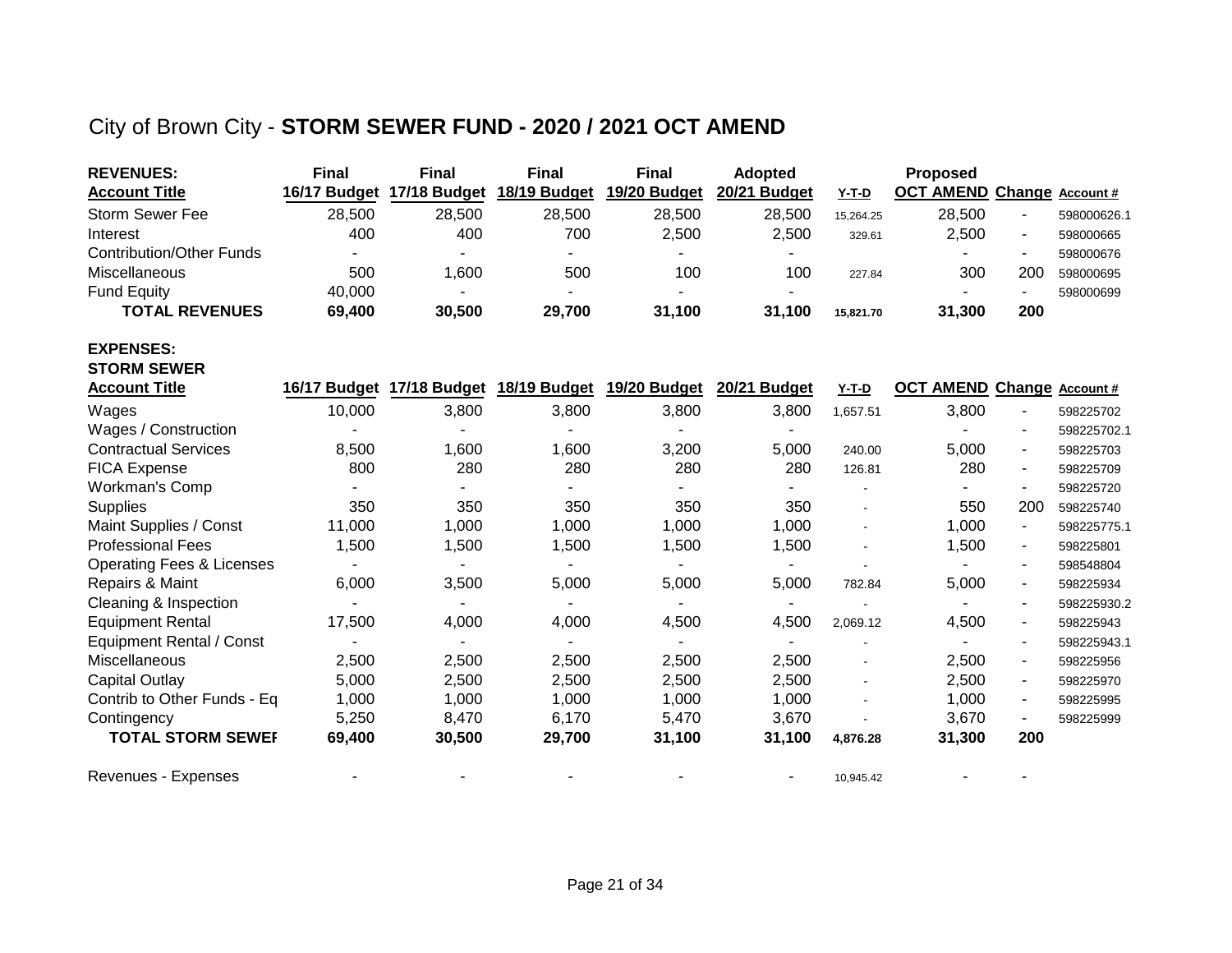# City of Brown City - **STORM SEWER FUND - 2020 / 2021 OCT AMEND**

| **REVENUES:** **Account Title** | **Final 16/17 Budget** | **Final 17/18 Budget** | **Final 18/19 Budget** | **Final 19/20 Budget** | **Adopted 20/21 Budget** | **Y-T-D** | **Proposed OCT AMEND** | **Change** | **Account #** |
|---|---|---|---|---|---|---|---|---|---|
| Storm Sewer Fee | 28,500 | 28,500 | 28,500 | 28,500 | 28,500 | 15,264.25 | 28,500 | - | 598000626.1 |
| Interest | 400 | 400 | 700 | 2,500 | 2,500 | 329.61 | 2,500 | - | 598000665 |
| Contribution/Other Funds | - | - | - | - | - | | - | - | 598000676 |
| Miscellaneous | 500 | 1,600 | 500 | 100 | 100 | 227.84 | 300 | 200 | 598000695 |
| Fund Equity | 40,000 | - | - | - | - | | - | - | 598000699 |
| **TOTAL REVENUES** | **69,400** | **30,500** | **29,700** | **31,100** | **31,100** | **15,821.70** | **31,300** | **200** | |

**EXPENSES:**
**STORM SEWER**

| **Account Title** | **16/17 Budget** | **17/18 Budget** | **18/19 Budget** | **19/20 Budget** | **20/21 Budget** | **Y-T-D** | **OCT AMEND** | **Change** | **Account #** |
|---|---|---|---|---|---|---|---|---|---|
| Wages | 10,000 | 3,800 | 3,800 | 3,800 | 3,800 | 1,657.51 | 3,800 | - | 598225702 |
| Wages / Construction | - | - | - | - | - | | - | - | 598225702.1 |
| Contractual Services | 8,500 | 1,600 | 1,600 | 3,200 | 5,000 | 240.00 | 5,000 | - | 598225703 |
| FICA Expense | 800 | 280 | 280 | 280 | 280 | 126.81 | 280 | - | 598225709 |
| Workman's Comp | - | - | - | - | - | - | - | - | 598225720 |
| Supplies | 350 | 350 | 350 | 350 | 350 | - | 550 | 200 | 598225740 |
| Maint Supplies / Const | 11,000 | 1,000 | 1,000 | 1,000 | 1,000 | - | 1,000 | - | 598225775.1 |
| Professional Fees | 1,500 | 1,500 | 1,500 | 1,500 | 1,500 | - | 1,500 | - | 598225801 |
| Operating Fees & Licenses | - | - | - | - | - | - | - | - | 598548804 |
| Repairs & Maint | 6,000 | 3,500 | 5,000 | 5,000 | 5,000 | 782.84 | 5,000 | - | 598225934 |
| Cleaning & Inspection | - | - | - | - | - | - | - | - | 598225930.2 |
| Equipment Rental | 17,500 | 4,000 | 4,000 | 4,500 | 4,500 | 2,069.12 | 4,500 | - | 598225943 |
| Equipment Rental / Const | - | - | - | - | - | - | - | - | 598225943.1 |
| Miscellaneous | 2,500 | 2,500 | 2,500 | 2,500 | 2,500 | - | 2,500 | - | 598225956 |
| Capital Outlay | 5,000 | 2,500 | 2,500 | 2,500 | 2,500 | - | 2,500 | - | 598225970 |
| Contrib to Other Funds - Eq | 1,000 | 1,000 | 1,000 | 1,000 | 1,000 | - | 1,000 | - | 598225995 |
| Contingency | 5,250 | 8,470 | 6,170 | 5,470 | 3,670 | - | 3,670 | - | 598225999 |
| **TOTAL STORM SEWEI** | **69,400** | **30,500** | **29,700** | **31,100** | **31,100** | **4,876.28** | **31,300** | **200** | |
| Revenues - Expenses | - | - | - | - | - | 10,945.42 | - | - | |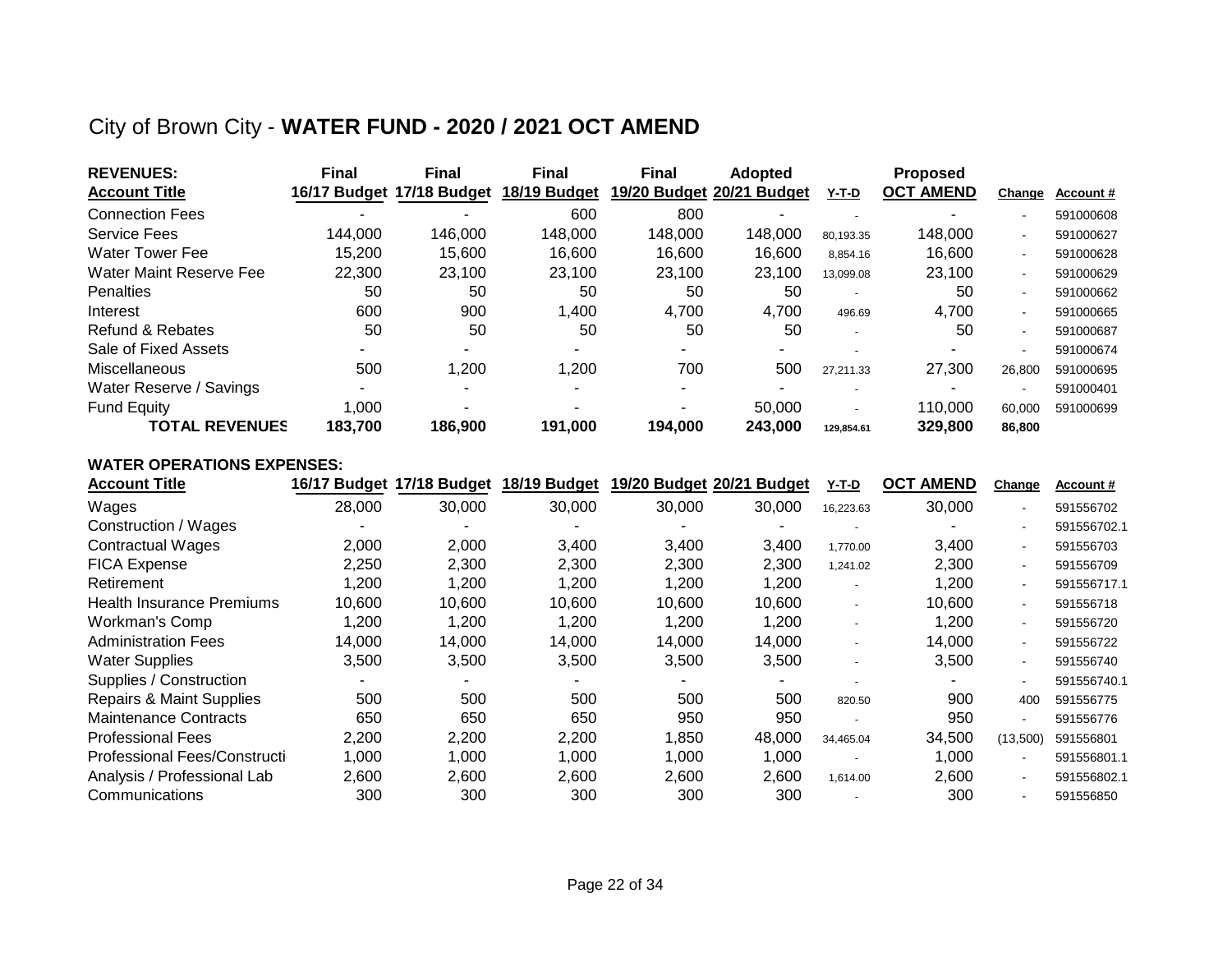# City of Brown City - **WATER FUND - 2020 / 2021 OCT AMEND**

| **REVENUES:**<br>**Account Title** | **Final**<br>**16/17 Budget** | **Final**<br>**17/18 Budget** | **Final**<br>**18/19 Budget** | **Final**<br>**19/20 Budget** | **Adopted**<br>**20/21 Budget** | **Y-T-D** | **Proposed**<br>**OCT AMEND** | **Change** | **Account #** |
|---|---|---|---|---|---|---|---|---|---|
| Connection Fees | - | - | 600 | 800 | - | - | - | - | 591000608 |
| Service Fees | 144,000 | 146,000 | 148,000 | 148,000 | 148,000 | 80,193.35 | 148,000 | - | 591000627 |
| Water Tower Fee | 15,200 | 15,600 | 16,600 | 16,600 | 16,600 | 8,854.16 | 16,600 | - | 591000628 |
| Water Maint Reserve Fee | 22,300 | 23,100 | 23,100 | 23,100 | 23,100 | 13,099.08 | 23,100 | - | 591000629 |
| Penalties | 50 | 50 | 50 | 50 | 50 | - | 50 | - | 591000662 |
| Interest | 600 | 900 | 1,400 | 4,700 | 4,700 | 496.69 | 4,700 | - | 591000665 |
| Refund & Rebates | 50 | 50 | 50 | 50 | 50 | - | 50 | - | 591000687 |
| Sale of Fixed Assets | - | - | - | - | - | - | - | - | 591000674 |
| Miscellaneous | 500 | 1,200 | 1,200 | 700 | 500 | 27,211.33 | 27,300 | 26,800 | 591000695 |
| Water Reserve / Savings | - | - | - | - | - | - | - | - | 591000401 |
| Fund Equity | 1,000 | - | - | - | 50,000 | - | 110,000 | 60,000 | 591000699 |
| **TOTAL REVENUES** | **183,700** | **186,900** | **191,000** | **194,000** | **243,000** | **129,854.61** | **329,800** | **86,800** | |

**WATER OPERATIONS EXPENSES:**

| **Account Title** | **16/17 Budget** | **17/18 Budget** | **18/19 Budget** | **19/20 Budget** | **20/21 Budget** | **Y-T-D** | **OCT AMEND** | **Change** | **Account #** |
|---|---|---|---|---|---|---|---|---|---|
| Wages | 28,000 | 30,000 | 30,000 | 30,000 | 30,000 | 16,223.63 | 30,000 | - | 591556702 |
| Construction / Wages | - | - | - | - | - | - | - | - | 591556702.1 |
| Contractual Wages | 2,000 | 2,000 | 3,400 | 3,400 | 3,400 | 1,770.00 | 3,400 | - | 591556703 |
| FICA Expense | 2,250 | 2,300 | 2,300 | 2,300 | 2,300 | 1,241.02 | 2,300 | - | 591556709 |
| Retirement | 1,200 | 1,200 | 1,200 | 1,200 | 1,200 | - | 1,200 | - | 591556717.1 |
| Health Insurance Premiums | 10,600 | 10,600 | 10,600 | 10,600 | 10,600 | - | 10,600 | - | 591556718 |
| Workman's Comp | 1,200 | 1,200 | 1,200 | 1,200 | 1,200 | - | 1,200 | - | 591556720 |
| Administration Fees | 14,000 | 14,000 | 14,000 | 14,000 | 14,000 | - | 14,000 | - | 591556722 |
| Water Supplies | 3,500 | 3,500 | 3,500 | 3,500 | 3,500 | - | 3,500 | - | 591556740 |
| Supplies / Construction | - | - | - | - | - | - | - | - | 591556740.1 |
| Repairs & Maint Supplies | 500 | 500 | 500 | 500 | 500 | 820.50 | 900 | 400 | 591556775 |
| Maintenance Contracts | 650 | 650 | 650 | 950 | 950 | - | 950 | - | 591556776 |
| Professional Fees | 2,200 | 2,200 | 2,200 | 1,850 | 48,000 | 34,465.04 | 34,500 | (13,500) | 591556801 |
| Professional Fees/Constructi | 1,000 | 1,000 | 1,000 | 1,000 | 1,000 | - | 1,000 | - | 591556801.1 |
| Analysis / Professional Lab | 2,600 | 2,600 | 2,600 | 2,600 | 2,600 | 1,614.00 | 2,600 | - | 591556802.1 |
| Communications | 300 | 300 | 300 | 300 | 300 | - | 300 | - | 591556850 |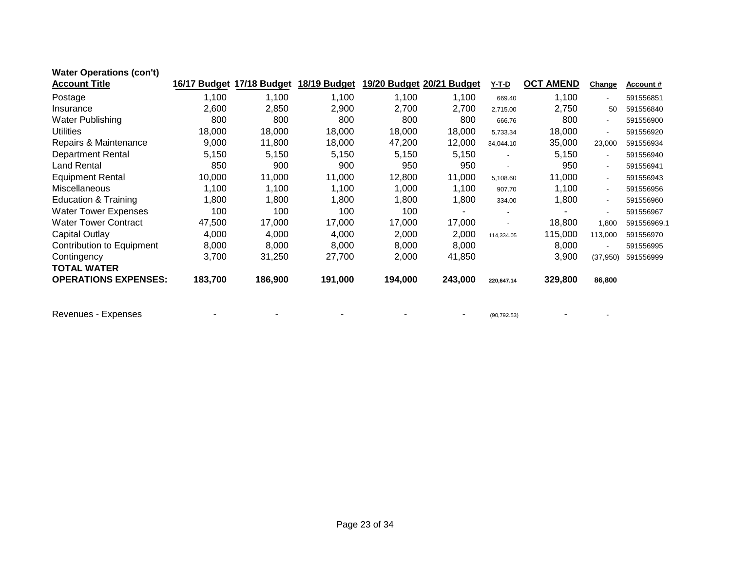**Water Operations (con't)**

| Account Title | 16/17 Budget | 17/18 Budget | 18/19 Budget | 19/20 Budget | 20/21 Budget | Y-T-D | OCT AMEND | Change | Account # |
|---|---|---|---|---|---|---|---|---|---|
| Postage | 1,100 | 1,100 | 1,100 | 1,100 | 1,100 | 669.40 | 1,100 | - | 591556851 |
| Insurance | 2,600 | 2,850 | 2,900 | 2,700 | 2,700 | 2,715.00 | 2,750 | 50 | 591556840 |
| Water Publishing | 800 | 800 | 800 | 800 | 800 | 666.76 | 800 | - | 591556900 |
| Utilities | 18,000 | 18,000 | 18,000 | 18,000 | 18,000 | 5,733.34 | 18,000 | - | 591556920 |
| Repairs & Maintenance | 9,000 | 11,800 | 18,000 | 47,200 | 12,000 | 34,044.10 | 35,000 | 23,000 | 591556934 |
| Department Rental | 5,150 | 5,150 | 5,150 | 5,150 | 5,150 | - | 5,150 | - | 591556940 |
| Land Rental | 850 | 900 | 900 | 950 | 950 | - | 950 | - | 591556941 |
| Equipment Rental | 10,000 | 11,000 | 11,000 | 12,800 | 11,000 | 5,108.60 | 11,000 | - | 591556943 |
| Miscellaneous | 1,100 | 1,100 | 1,100 | 1,000 | 1,100 | 907.70 | 1,100 | - | 591556956 |
| Education & Training | 1,800 | 1,800 | 1,800 | 1,800 | 1,800 | 334.00 | 1,800 | - | 591556960 |
| Water Tower Expenses | 100 | 100 | 100 | 100 | - | - | - | - | 591556967 |
| Water Tower Contract | 47,500 | 17,000 | 17,000 | 17,000 | 17,000 | - | 18,800 | 1,800 | 591556969.1 |
| Capital Outlay | 4,000 | 4,000 | 4,000 | 2,000 | 2,000 | 114,334.05 | 115,000 | 113,000 | 591556970 |
| Contribution to Equipment | 8,000 | 8,000 | 8,000 | 8,000 | 8,000 | | 8,000 | - | 591556995 |
| Contingency | 3,700 | 31,250 | 27,700 | 2,000 | 41,850 | | 3,900 | (37,950) | 591556999 |
| **TOTAL WATER OPERATIONS EXPENSES:** | **183,700** | **186,900** | **191,000** | **194,000** | **243,000** | **220,647.14** | **329,800** | **86,800** | |
| | | | | | | | | | |
| Revenues - Expenses | - | - | - | - | - | (90,792.53) | - | - | |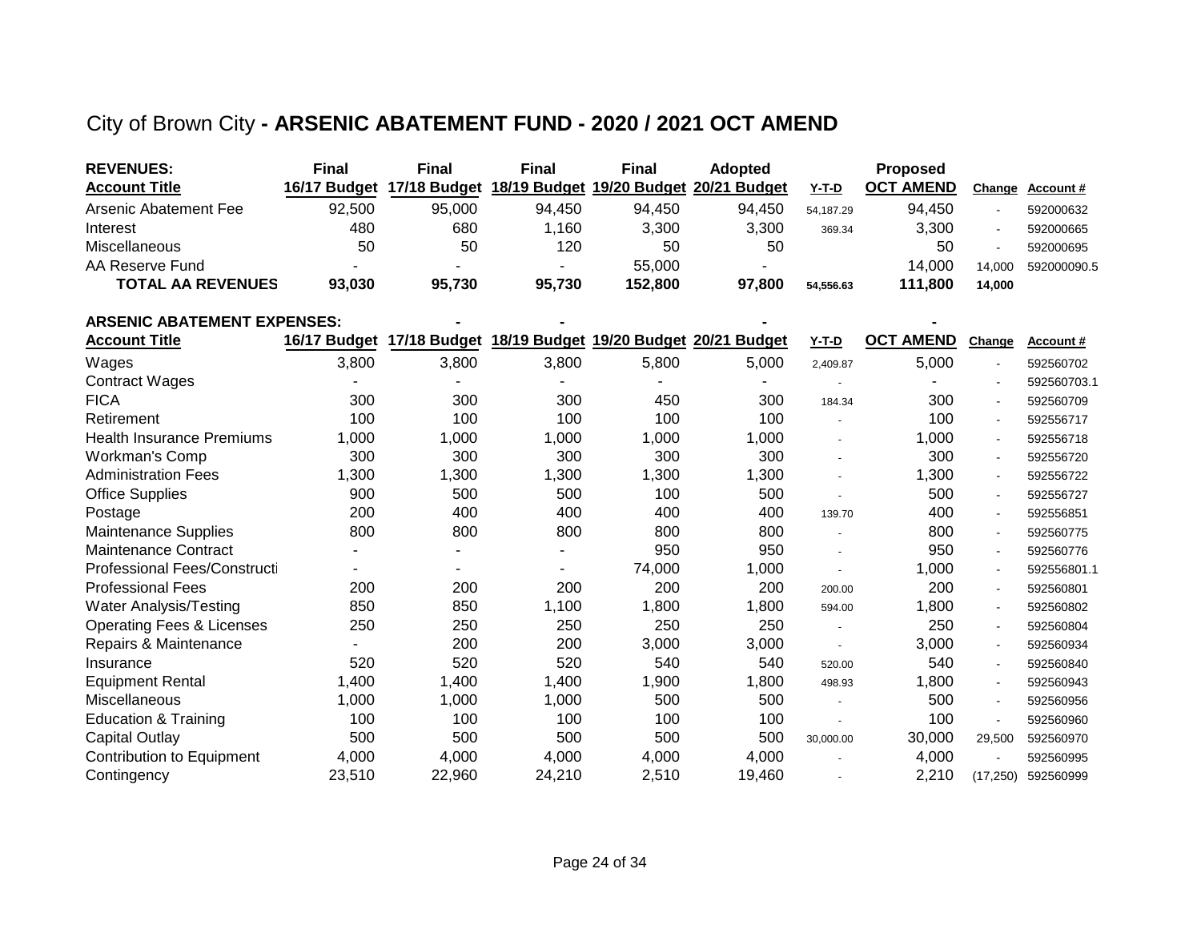# City of Brown City - ARSENIC ABATEMENT FUND - 2020 / 2021 OCT AMEND

| REVENUES: Account Title | Final 16/17 Budget | Final 17/18 Budget | Final 18/19 Budget | Final 19/20 Budget | Adopted 20/21 Budget | Y-T-D | Proposed OCT AMEND | Change | Account # |
|---|---|---|---|---|---|---|---|---|---|
| Arsenic Abatement Fee | 92,500 | 95,000 | 94,450 | 94,450 | 94,450 | 54,187.29 | 94,450 | - | 592000632 |
| Interest | 480 | 680 | 1,160 | 3,300 | 3,300 | 369.34 | 3,300 | - | 592000665 |
| Miscellaneous | 50 | 50 | 120 | 50 | 50 | | 50 | - | 592000695 |
| AA Reserve Fund | - | - | - | 55,000 | - | | 14,000 | 14,000 | 592000090.5 |
| **TOTAL AA REVENUES** | **93,030** | **95,730** | **95,730** | **152,800** | **97,800** | **54,556.63** | **111,800** | **14,000** | |

| ARSENIC ABATEMENT EXPENSES: Account Title | 16/17 Budget | 17/18 Budget | 18/19 Budget | 19/20 Budget | 20/21 Budget | Y-T-D | OCT AMEND | Change | Account # |
|---|---|---|---|---|---|---|---|---|---|
| Wages | 3,800 | 3,800 | 3,800 | 5,800 | 5,000 | 2,409.87 | 5,000 | - | 592560702 |
| Contract Wages | - | - | - | - | - | - | - | - | 592560703.1 |
| FICA | 300 | 300 | 300 | 450 | 300 | 184.34 | 300 | - | 592560709 |
| Retirement | 100 | 100 | 100 | 100 | 100 | - | 100 | - | 592556717 |
| Health Insurance Premiums | 1,000 | 1,000 | 1,000 | 1,000 | 1,000 | - | 1,000 | - | 592556718 |
| Workman's Comp | 300 | 300 | 300 | 300 | 300 | - | 300 | - | 592556720 |
| Administration Fees | 1,300 | 1,300 | 1,300 | 1,300 | 1,300 | - | 1,300 | - | 592556722 |
| Office Supplies | 900 | 500 | 500 | 100 | 500 | - | 500 | - | 592556727 |
| Postage | 200 | 400 | 400 | 400 | 400 | 139.70 | 400 | - | 592556851 |
| Maintenance Supplies | 800 | 800 | 800 | 800 | 800 | - | 800 | - | 592560775 |
| Maintenance Contract | - | - | - | 950 | 950 | - | 950 | - | 592560776 |
| Professional Fees/Constructi | - | - | - | 74,000 | 1,000 | - | 1,000 | - | 592556801.1 |
| Professional Fees | 200 | 200 | 200 | 200 | 200 | 200.00 | 200 | - | 592560801 |
| Water Analysis/Testing | 850 | 850 | 1,100 | 1,800 | 1,800 | 594.00 | 1,800 | - | 592560802 |
| Operating Fees & Licenses | 250 | 250 | 250 | 250 | 250 | - | 250 | - | 592560804 |
| Repairs & Maintenance | - | 200 | 200 | 3,000 | 3,000 | - | 3,000 | - | 592560934 |
| Insurance | 520 | 520 | 520 | 540 | 540 | 520.00 | 540 | - | 592560840 |
| Equipment Rental | 1,400 | 1,400 | 1,400 | 1,900 | 1,800 | 498.93 | 1,800 | - | 592560943 |
| Miscellaneous | 1,000 | 1,000 | 1,000 | 500 | 500 | - | 500 | - | 592560956 |
| Education & Training | 100 | 100 | 100 | 100 | 100 | - | 100 | - | 592560960 |
| Capital Outlay | 500 | 500 | 500 | 500 | 500 | 30,000.00 | 30,000 | 29,500 | 592560970 |
| Contribution to Equipment | 4,000 | 4,000 | 4,000 | 4,000 | 4,000 | - | 4,000 | - | 592560995 |
| Contingency | 23,510 | 22,960 | 24,210 | 2,510 | 19,460 | - | 2,210 | (17,250) | 592560999 |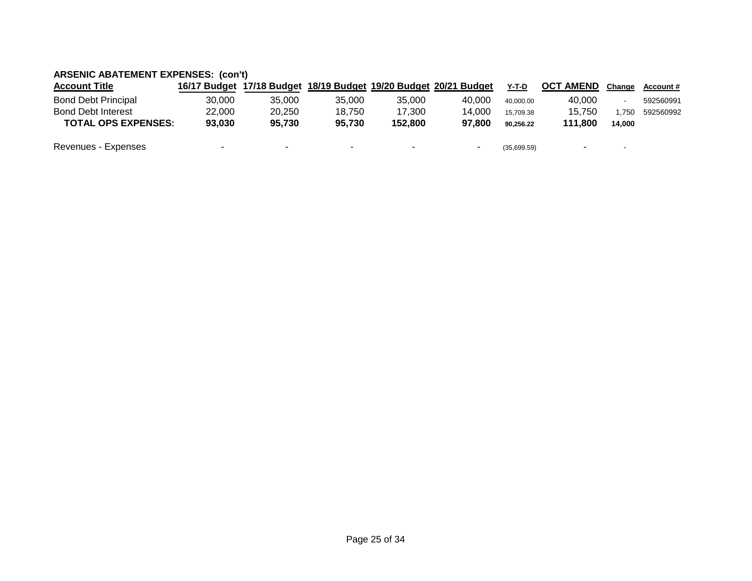**ARSENIC ABATEMENT EXPENSES: (con't)**

| Account Title | 16/17 Budget | 17/18 Budget | 18/19 Budget | 19/20 Budget | 20/21 Budget | Y-T-D | OCT AMEND | Change | Account # |
|---|---|---|---|---|---|---|---|---|---|
| Bond Debt Principal | 30,000 | 35,000 | 35,000 | 35,000 | 40,000 | 40,000.00 | 40,000 | - | 592560991 |
| Bond Debt Interest | 22,000 | 20,250 | 18,750 | 17,300 | 14,000 | 15,709.38 | 15,750 | 1,750 | 592560992 |
| **TOTAL OPS EXPENSES:** | **93,030** | **95,730** | **95,730** | **152,800** | **97,800** | **90,256.22** | **111,800** | **14,000** | |
| | | | | | | | | | |
| Revenues - Expenses | - | - | - | - | - | (35,699.59) | - | - | |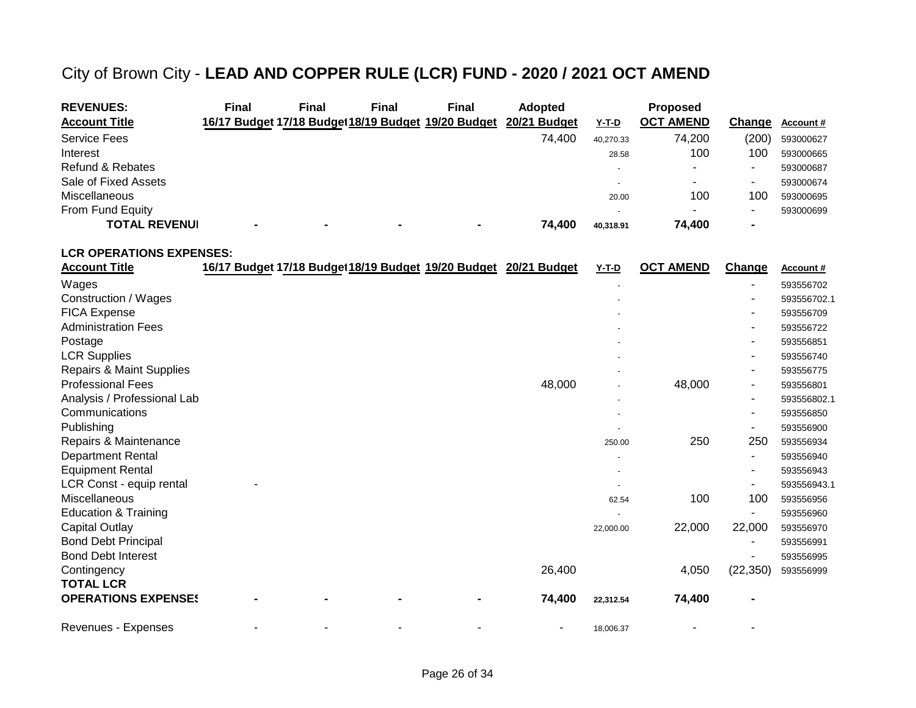# City of Brown City - **LEAD AND COPPER RULE (LCR) FUND - 2020 / 2021 OCT AMEND**

| **REVENUES:** | **Final** | **Final** | **Final** | **Final** | **Adopted** | | **Proposed** | | |
|---|---|---|---|---|---|---|---|---|---|
| **Account Title** | **16/17 Budget** | **17/18 Budget** | **18/19 Budget** | **19/20 Budget** | **20/21 Budget** | **Y-T-D** | **OCT AMEND** | **Change** | **Account #** |
| Service Fees | | | | | 74,400 | 40,270.33 | 74,200 | (200) | 593000627 |
| Interest | | | | | | 28.58 | 100 | 100 | 593000665 |
| Refund & Rebates | | | | | | - | - | - | 593000687 |
| Sale of Fixed Assets | | | | | | - | - | - | 593000674 |
| Miscellaneous | | | | | | 20.00 | 100 | 100 | 593000695 |
| From Fund Equity | | | | | | - | - | - | 593000699 |
| **TOTAL REVENUI** | **-** | **-** | **-** | **-** | **74,400** | **40,318.91** | **74,400** | **-** | |

| **LCR OPERATIONS EXPENSES:** | | | | | | | | | |
|---|---|---|---|---|---|---|---|---|---|
| **Account Title** | **16/17 Budget** | **17/18 Budget** | **18/19 Budget** | **19/20 Budget** | **20/21 Budget** | **Y-T-D** | **OCT AMEND** | **Change** | **Account #** |
| Wages | | | | | | - | | - | 593556702 |
| Construction / Wages | | | | | | - | | - | 593556702.1 |
| FICA Expense | | | | | | - | | - | 593556709 |
| Administration Fees | | | | | | - | | - | 593556722 |
| Postage | | | | | | - | | - | 593556851 |
| LCR Supplies | | | | | | - | | - | 593556740 |
| Repairs & Maint Supplies | | | | | | - | | - | 593556775 |
| Professional Fees | | | | | 48,000 | - | 48,000 | - | 593556801 |
| Analysis / Professional Lab | | | | | | - | | - | 593556802.1 |
| Communications | | | | | | - | | - | 593556850 |
| Publishing | | | | | | - | | - | 593556900 |
| Repairs & Maintenance | | | | | | 250.00 | 250 | 250 | 593556934 |
| Department Rental | | | | | | - | | - | 593556940 |
| Equipment Rental | | | | | | - | | - | 593556943 |
| LCR Const - equip rental | - | | | | | - | | - | 593556943.1 |
| Miscellaneous | | | | | | 62.54 | 100 | 100 | 593556956 |
| Education & Training | | | | | | - | | - | 593556960 |
| Capital Outlay | | | | | | 22,000.00 | 22,000 | 22,000 | 593556970 |
| Bond Debt Principal | | | | | | | | - | 593556991 |
| Bond Debt Interest | | | | | | | | - | 593556995 |
| Contingency | | | | | 26,400 | | 4,050 | (22,350) | 593556999 |
| **TOTAL LCR OPERATIONS EXPENSES** | **-** | **-** | **-** | **-** | **74,400** | **22,312.54** | **74,400** | **-** | |
| Revenues - Expenses | - | - | - | - | - | 18,006.37 | - | - | |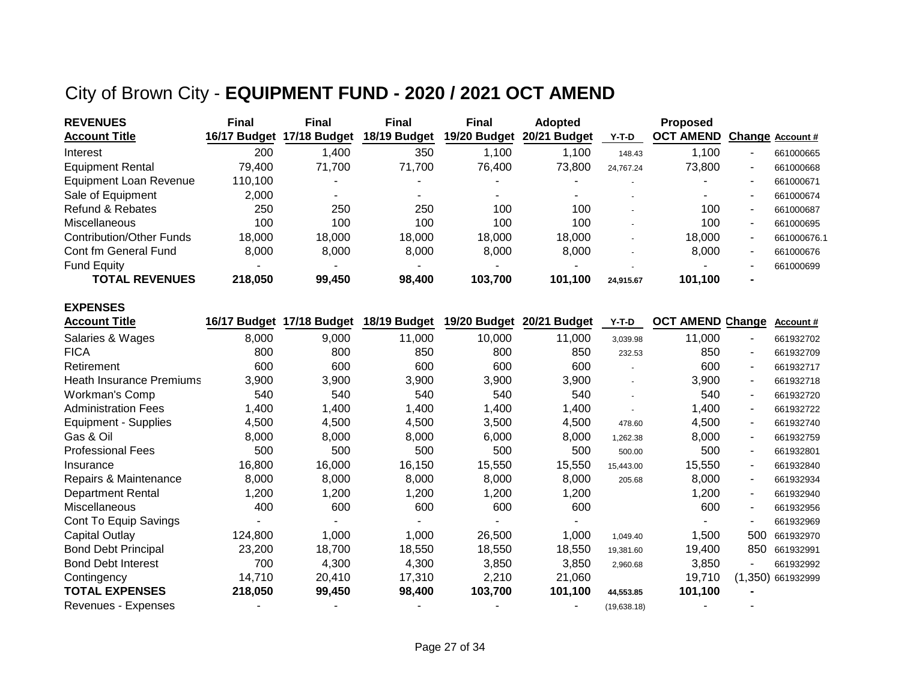# City of Brown City - **EQUIPMENT FUND - 2020 / 2021 OCT AMEND**

| **REVENUES** **Account Title** | **Final** **16/17 Budget** | **Final** **17/18 Budget** | **Final** **18/19 Budget** | **Final** **19/20 Budget** | **Adopted** **20/21 Budget** | **Y-T-D** | **Proposed** **OCT AMEND** | **Change** | **Account #** |
|---|---|---|---|---|---|---|---|---|---|
| Interest | 200 | 1,400 | 350 | 1,100 | 1,100 | 148.43 | 1,100 | - | 661000665 |
| Equipment Rental | 79,400 | 71,700 | 71,700 | 76,400 | 73,800 | 24,767.24 | 73,800 | - | 661000668 |
| Equipment Loan Revenue | 110,100 | - | - | - | - | - | - | - | 661000671 |
| Sale of Equipment | 2,000 | - | - | - | - | - | - | - | 661000674 |
| Refund & Rebates | 250 | 250 | 250 | 100 | 100 | - | 100 | - | 661000687 |
| Miscellaneous | 100 | 100 | 100 | 100 | 100 | - | 100 | - | 661000695 |
| Contribution/Other Funds | 18,000 | 18,000 | 18,000 | 18,000 | 18,000 | - | 18,000 | - | 661000676.1 |
| Cont fm General Fund | 8,000 | 8,000 | 8,000 | 8,000 | 8,000 | - | 8,000 | - | 661000676 |
| Fund Equity | - | - | - | - | - | - | - | - | 661000699 |
| **TOTAL REVENUES** | **218,050** | **99,450** | **98,400** | **103,700** | **101,100** | **24,915.67** | **101,100** | **-** | |

| **EXPENSES** **Account Title** | **16/17 Budget** | **17/18 Budget** | **18/19 Budget** | **19/20 Budget** | **20/21 Budget** | **Y-T-D** | **OCT AMEND** | **Change** | **Account #** |
|---|---|---|---|---|---|---|---|---|---|
| Salaries & Wages | 8,000 | 9,000 | 11,000 | 10,000 | 11,000 | 3,039.98 | 11,000 | - | 661932702 |
| FICA | 800 | 800 | 850 | 800 | 850 | 232.53 | 850 | - | 661932709 |
| Retirement | 600 | 600 | 600 | 600 | 600 | - | 600 | - | 661932717 |
| Heath Insurance Premiums | 3,900 | 3,900 | 3,900 | 3,900 | 3,900 | - | 3,900 | - | 661932718 |
| Workman's Comp | 540 | 540 | 540 | 540 | 540 | - | 540 | - | 661932720 |
| Administration Fees | 1,400 | 1,400 | 1,400 | 1,400 | 1,400 | - | 1,400 | - | 661932722 |
| Equipment - Supplies | 4,500 | 4,500 | 4,500 | 3,500 | 4,500 | 478.60 | 4,500 | - | 661932740 |
| Gas & Oil | 8,000 | 8,000 | 8,000 | 6,000 | 8,000 | 1,262.38 | 8,000 | - | 661932759 |
| Professional Fees | 500 | 500 | 500 | 500 | 500 | 500.00 | 500 | - | 661932801 |
| Insurance | 16,800 | 16,000 | 16,150 | 15,550 | 15,550 | 15,443.00 | 15,550 | - | 661932840 |
| Repairs & Maintenance | 8,000 | 8,000 | 8,000 | 8,000 | 8,000 | 205.68 | 8,000 | - | 661932934 |
| Department Rental | 1,200 | 1,200 | 1,200 | 1,200 | 1,200 | | 1,200 | - | 661932940 |
| Miscellaneous | 400 | 600 | 600 | 600 | 600 | | 600 | - | 661932956 |
| Cont To Equip Savings | - | - | - | - | - | | - | - | 661932969 |
| Capital Outlay | 124,800 | 1,000 | 1,000 | 26,500 | 1,000 | 1,049.40 | 1,500 | 500 | 661932970 |
| Bond Debt Principal | 23,200 | 18,700 | 18,550 | 18,550 | 18,550 | 19,381.60 | 19,400 | 850 | 661932991 |
| Bond Debt Interest | 700 | 4,300 | 4,300 | 3,850 | 3,850 | 2,960.68 | 3,850 | - | 661932992 |
| Contingency | 14,710 | 20,410 | 17,310 | 2,210 | 21,060 | | 19,710 | (1,350) | 661932999 |
| **TOTAL EXPENSES** | **218,050** | **99,450** | **98,400** | **103,700** | **101,100** | **44,553.85** | **101,100** | **-** | |
| Revenues - Expenses | - | - | - | - | - | (19,638.18) | - | - | |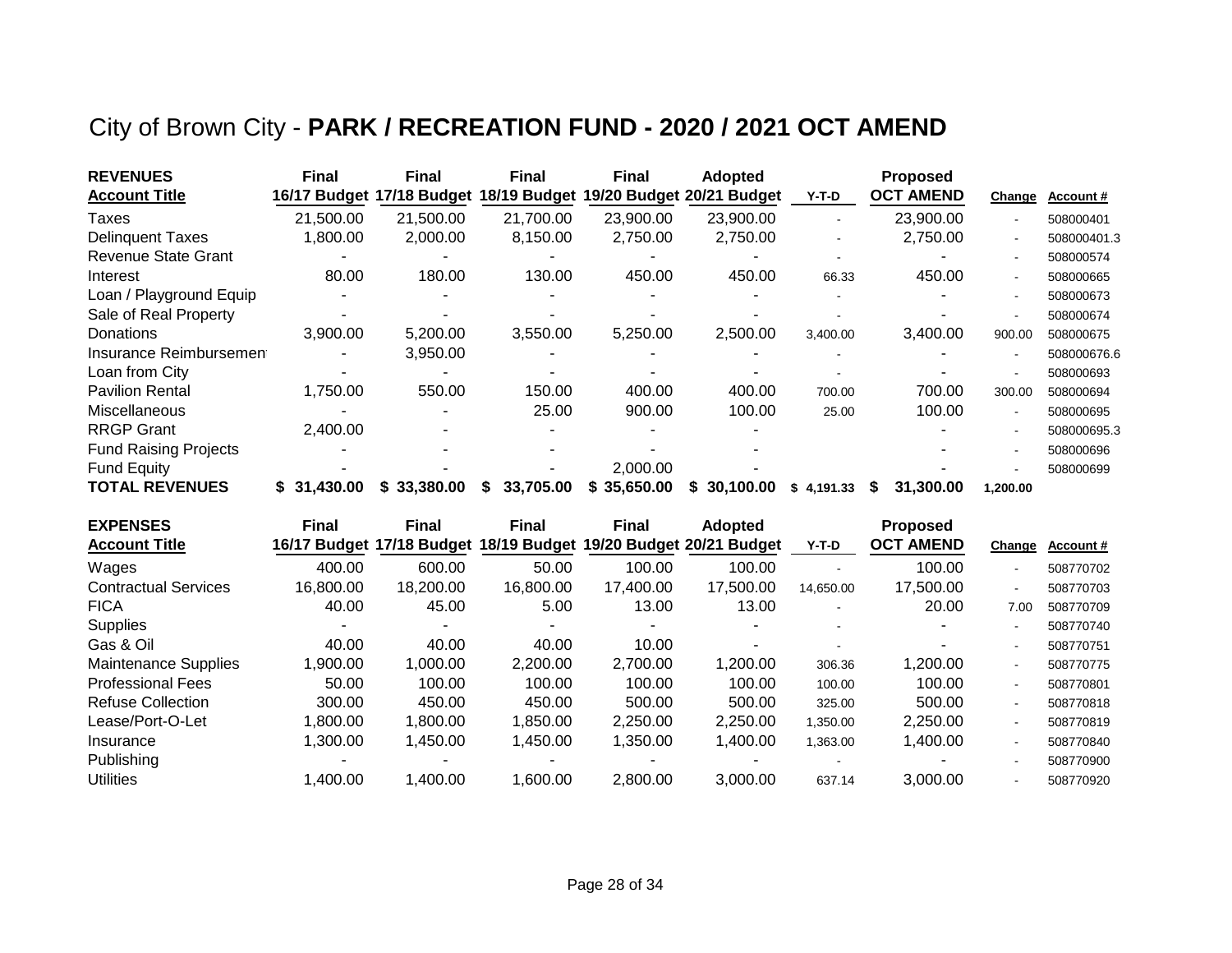# City of Brown City - **PARK / RECREATION FUND - 2020 / 2021 OCT AMEND**

| **REVENUES**<br>**Account Title** | **Final**<br>**16/17 Budget** | **Final**<br>**17/18 Budget** | **Final**<br>**18/19 Budget** | **Final**<br>**19/20 Budget** | **Adopted**<br>**20/21 Budget** | **Y-T-D** | **Proposed**<br>**OCT AMEND** | **Change** | **Account #** |
|---|---|---|---|---|---|---|---|---|---|
| Taxes | 21,500.00 | 21,500.00 | 21,700.00 | 23,900.00 | 23,900.00 | - | 23,900.00 | - | 508000401 |
| Delinquent Taxes | 1,800.00 | 2,000.00 | 8,150.00 | 2,750.00 | 2,750.00 | - | 2,750.00 | - | 508000401.3 |
| Revenue State Grant | - | - | - | - | - | - | - | - | 508000574 |
| Interest | 80.00 | 180.00 | 130.00 | 450.00 | 450.00 | 66.33 | 450.00 | - | 508000665 |
| Loan / Playground Equip | - | - | - | - | - | - | - | - | 508000673 |
| Sale of Real Property | - | - | - | - | - | - | - | - | 508000674 |
| Donations | 3,900.00 | 5,200.00 | 3,550.00 | 5,250.00 | 2,500.00 | 3,400.00 | 3,400.00 | 900.00 | 508000675 |
| Insurance Reimbursemen | - | 3,950.00 | - | - | - | - | - | - | 508000676.6 |
| Loan from City | - | - | - | - | - | - | - | - | 508000693 |
| Pavilion Rental | 1,750.00 | 550.00 | 150.00 | 400.00 | 400.00 | 700.00 | 700.00 | 300.00 | 508000694 |
| Miscellaneous | - | - | 25.00 | 900.00 | 100.00 | 25.00 | 100.00 | - | 508000695 |
| RRGP Grant | 2,400.00 | - | - | - | - | | - | - | 508000695.3 |
| Fund Raising Projects | - | - | - | - | - | | - | - | 508000696 |
| Fund Equity | - | - | - | 2,000.00 | - | | - | - | 508000699 |
| **TOTAL REVENUES** | **$ 31,430.00** | **$ 33,380.00** | **$ 33,705.00** | **$ 35,650.00** | **$ 30,100.00** | **$ 4,191.33** | **$ 31,300.00** | **1,200.00** | |

| **EXPENSES**<br>**Account Title** | **Final**<br>**16/17 Budget** | **Final**<br>**17/18 Budget** | **Final**<br>**18/19 Budget** | **Final**<br>**19/20 Budget** | **Adopted**<br>**20/21 Budget** | **Y-T-D** | **Proposed**<br>**OCT AMEND** | **Change** | **Account #** |
|---|---|---|---|---|---|---|---|---|---|
| Wages | 400.00 | 600.00 | 50.00 | 100.00 | 100.00 | - | 100.00 | - | 508770702 |
| Contractual Services | 16,800.00 | 18,200.00 | 16,800.00 | 17,400.00 | 17,500.00 | 14,650.00 | 17,500.00 | - | 508770703 |
| FICA | 40.00 | 45.00 | 5.00 | 13.00 | 13.00 | - | 20.00 | 7.00 | 508770709 |
| Supplies | - | - | - | - | - | - | - | - | 508770740 |
| Gas & Oil | 40.00 | 40.00 | 40.00 | 10.00 | - | - | - | - | 508770751 |
| Maintenance Supplies | 1,900.00 | 1,000.00 | 2,200.00 | 2,700.00 | 1,200.00 | 306.36 | 1,200.00 | - | 508770775 |
| Professional Fees | 50.00 | 100.00 | 100.00 | 100.00 | 100.00 | 100.00 | 100.00 | - | 508770801 |
| Refuse Collection | 300.00 | 450.00 | 450.00 | 500.00 | 500.00 | 325.00 | 500.00 | - | 508770818 |
| Lease/Port-O-Let | 1,800.00 | 1,800.00 | 1,850.00 | 2,250.00 | 2,250.00 | 1,350.00 | 2,250.00 | - | 508770819 |
| Insurance | 1,300.00 | 1,450.00 | 1,450.00 | 1,350.00 | 1,400.00 | 1,363.00 | 1,400.00 | - | 508770840 |
| Publishing | - | - | - | - | - | - | - | - | 508770900 |
| Utilities | 1,400.00 | 1,400.00 | 1,600.00 | 2,800.00 | 3,000.00 | 637.14 | 3,000.00 | - | 508770920 |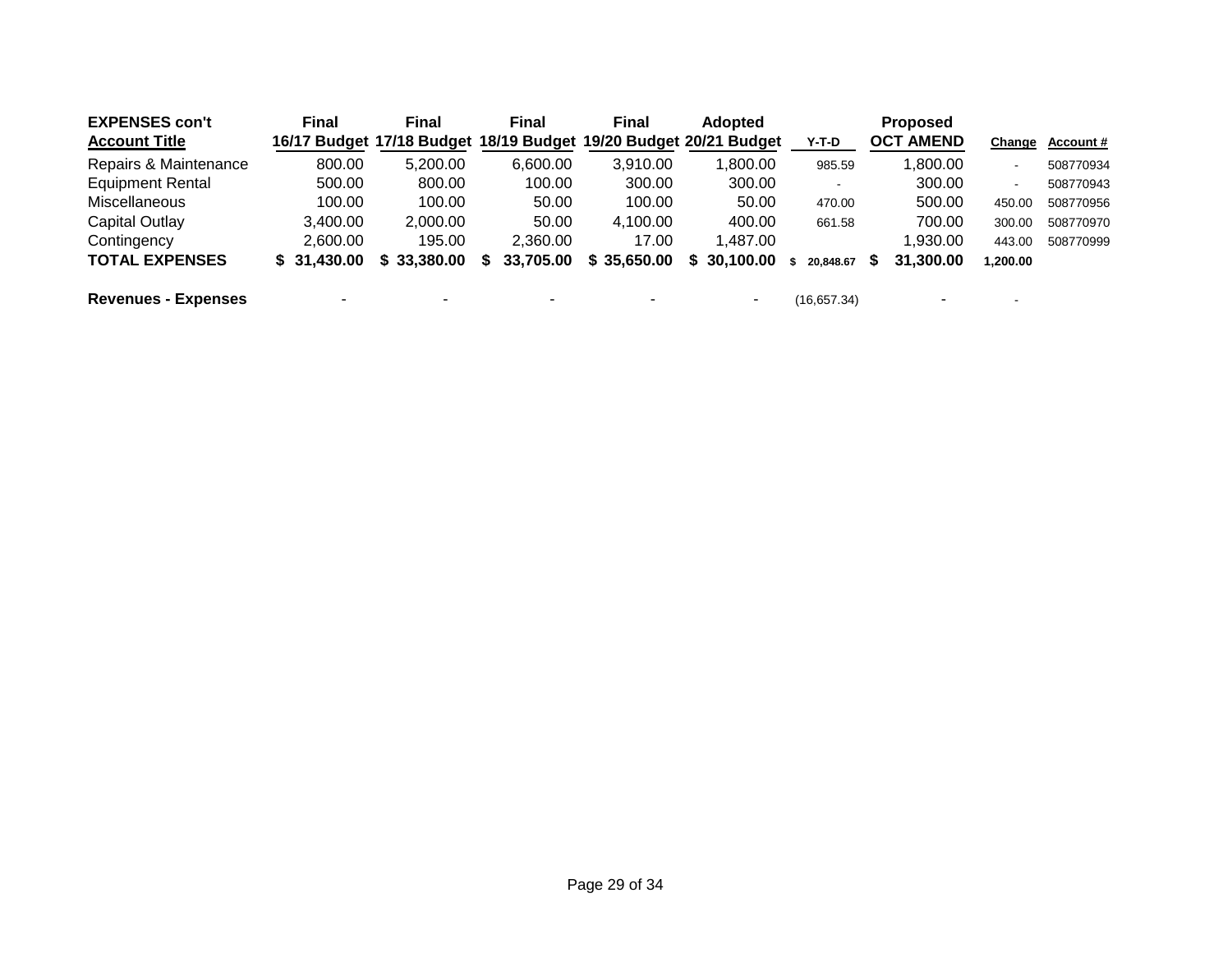| EXPENSES con't<br>Account Title | Final<br>16/17 Budget | Final<br>17/18 Budget | Final<br>18/19 Budget | Final<br>19/20 Budget | Adopted<br>20/21 Budget | Y-T-D | Proposed<br>OCT AMEND | Change | Account # |
|---|---|---|---|---|---|---|---|---|---|
| Repairs & Maintenance | 800.00 | 5,200.00 | 6,600.00 | 3,910.00 | 1,800.00 | 985.59 | 1,800.00 | - | 508770934 |
| Equipment Rental | 500.00 | 800.00 | 100.00 | 300.00 | 300.00 | - | 300.00 | - | 508770943 |
| Miscellaneous | 100.00 | 100.00 | 50.00 | 100.00 | 50.00 | 470.00 | 500.00 | 450.00 | 508770956 |
| Capital Outlay | 3,400.00 | 2,000.00 | 50.00 | 4,100.00 | 400.00 | 661.58 | 700.00 | 300.00 | 508770970 |
| Contingency | 2,600.00 | 195.00 | 2,360.00 | 17.00 | 1,487.00 | | 1,930.00 | 443.00 | 508770999 |
| **TOTAL EXPENSES** | **$ 31,430.00** | **$ 33,380.00** | **$ 33,705.00** | **$ 35,650.00** | **$ 30,100.00** | **$ 20,848.67** | **$ 31,300.00** | **1,200.00** | |
| | | | | | | | | | |
| **Revenues - Expenses** | - | - | - | - | - | (16,657.34) | - | - | |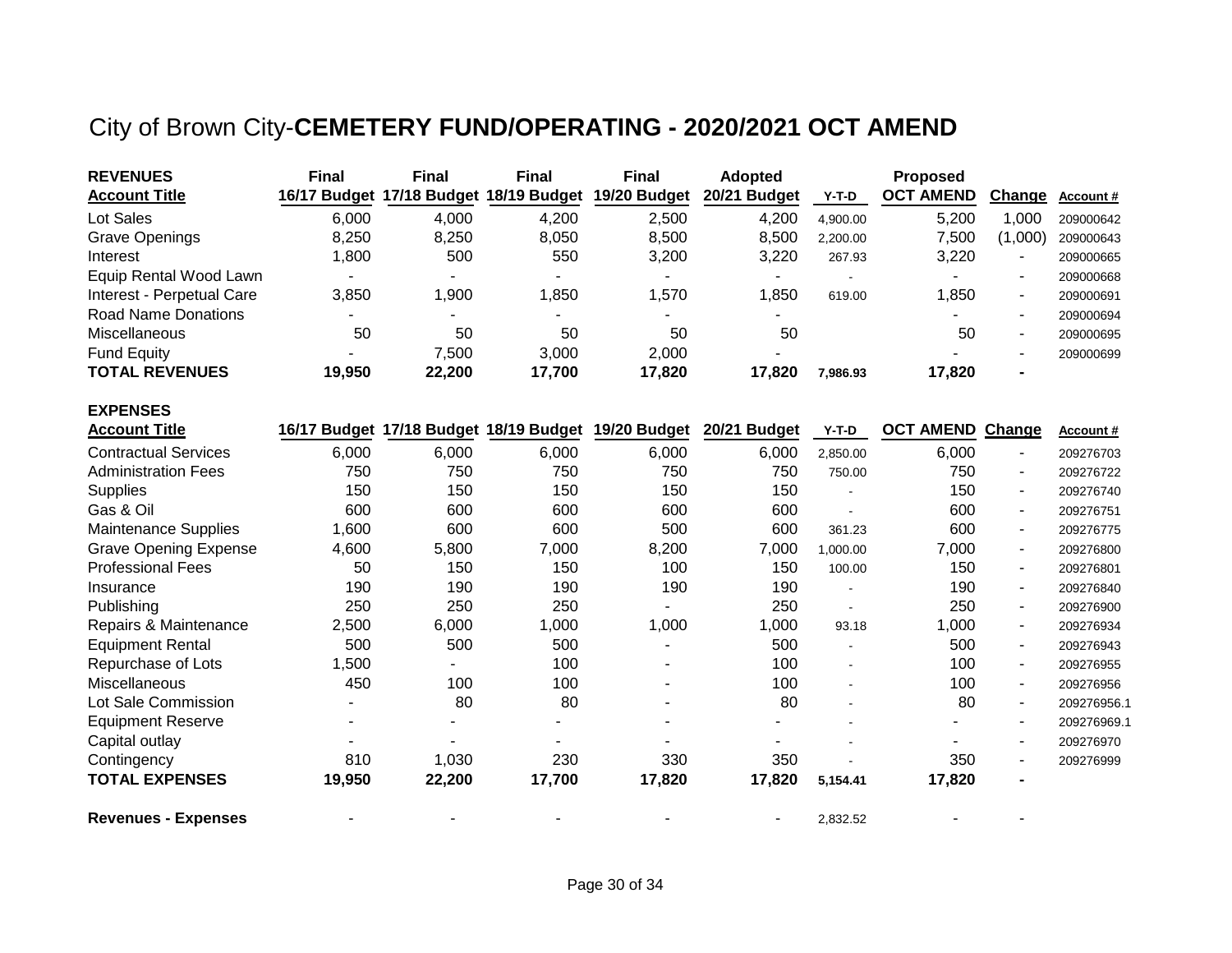# City of Brown City-**CEMETERY FUND/OPERATING - 2020/2021 OCT AMEND**

| **REVENUES** | **Final** | **Final** | **Final** | **Final** | **Adopted** | | **Proposed** | | |
|---|---|---|---|---|---|---|---|---|---|
| **Account Title** | **16/17 Budget** | **17/18 Budget** | **18/19 Budget** | **19/20 Budget** | **20/21 Budget** | **Y-T-D** | **OCT AMEND** | **Change** | **Account #** |
| Lot Sales | 6,000 | 4,000 | 4,200 | 2,500 | 4,200 | 4,900.00 | 5,200 | 1,000 | 209000642 |
| Grave Openings | 8,250 | 8,250 | 8,050 | 8,500 | 8,500 | 2,200.00 | 7,500 | (1,000) | 209000643 |
| Interest | 1,800 | 500 | 550 | 3,200 | 3,220 | 267.93 | 3,220 | - | 209000665 |
| Equip Rental Wood Lawn | - | - | - | - | - | - | - | - | 209000668 |
| Interest - Perpetual Care | 3,850 | 1,900 | 1,850 | 1,570 | 1,850 | 619.00 | 1,850 | - | 209000691 |
| Road Name Donations | - | - | - | - | - | | - | - | 209000694 |
| Miscellaneous | 50 | 50 | 50 | 50 | 50 | | 50 | - | 209000695 |
| Fund Equity | - | 7,500 | 3,000 | 2,000 | - | | - | - | 209000699 |
| **TOTAL REVENUES** | **19,950** | **22,200** | **17,700** | **17,820** | **17,820** | **7,986.93** | **17,820** | **-** | |

| **EXPENSES** | | | | | | | | | |
|---|---|---|---|---|---|---|---|---|---|
| **Account Title** | **16/17 Budget** | **17/18 Budget** | **18/19 Budget** | **19/20 Budget** | **20/21 Budget** | **Y-T-D** | **OCT AMEND** | **Change** | **Account #** |
| Contractual Services | 6,000 | 6,000 | 6,000 | 6,000 | 6,000 | 2,850.00 | 6,000 | - | 209276703 |
| Administration Fees | 750 | 750 | 750 | 750 | 750 | 750.00 | 750 | - | 209276722 |
| Supplies | 150 | 150 | 150 | 150 | 150 | - | 150 | - | 209276740 |
| Gas & Oil | 600 | 600 | 600 | 600 | 600 | - | 600 | - | 209276751 |
| Maintenance Supplies | 1,600 | 600 | 600 | 500 | 600 | 361.23 | 600 | - | 209276775 |
| Grave Opening Expense | 4,600 | 5,800 | 7,000 | 8,200 | 7,000 | 1,000.00 | 7,000 | - | 209276800 |
| Professional Fees | 50 | 150 | 150 | 100 | 150 | 100.00 | 150 | - | 209276801 |
| Insurance | 190 | 190 | 190 | 190 | 190 | - | 190 | - | 209276840 |
| Publishing | 250 | 250 | 250 | - | 250 | - | 250 | - | 209276900 |
| Repairs & Maintenance | 2,500 | 6,000 | 1,000 | 1,000 | 1,000 | 93.18 | 1,000 | - | 209276934 |
| Equipment Rental | 500 | 500 | 500 | - | 500 | - | 500 | - | 209276943 |
| Repurchase of Lots | 1,500 | - | 100 | - | 100 | - | 100 | - | 209276955 |
| Miscellaneous | 450 | 100 | 100 | - | 100 | - | 100 | - | 209276956 |
| Lot Sale Commission | - | 80 | 80 | - | 80 | - | 80 | - | 209276956.1 |
| Equipment Reserve | - | - | - | - | - | - | - | - | 209276969.1 |
| Capital outlay | - | - | - | - | - | - | - | - | 209276970 |
| Contingency | 810 | 1,030 | 230 | 330 | 350 | - | 350 | - | 209276999 |
| **TOTAL EXPENSES** | **19,950** | **22,200** | **17,700** | **17,820** | **17,820** | **5,154.41** | **17,820** | **-** | |
| | | | | | | | | | |
| **Revenues - Expenses** | - | - | - | - | - | 2,832.52 | - | - | |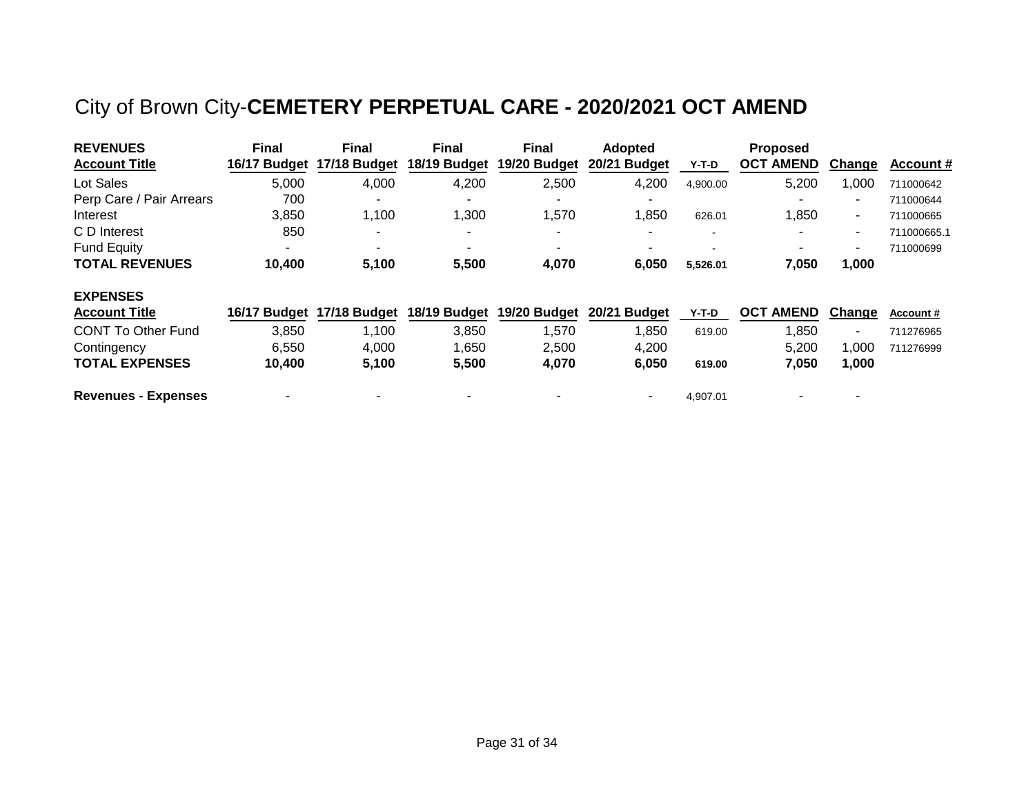# City of Brown City-**CEMETERY PERPETUAL CARE - 2020/2021 OCT AMEND**

| **REVENUES** | **Final** | **Final** | **Final** | **Final** | **Adopted** | | **Proposed** | | |
|---|---|---|---|---|---|---|---|---|---|
| **Account Title** | **16/17 Budget** | **17/18 Budget** | **18/19 Budget** | **19/20 Budget** | **20/21 Budget** | **Y-T-D** | **OCT AMEND** | **Change** | **Account #** |
| Lot Sales | 5,000 | 4,000 | 4,200 | 2,500 | 4,200 | 4,900.00 | 5,200 | 1,000 | 711000642 |
| Perp Care / Pair Arrears | 700 | - | - | - | - | | - | - | 711000644 |
| Interest | 3,850 | 1,100 | 1,300 | 1,570 | 1,850 | 626.01 | 1,850 | - | 711000665 |
| C D Interest | 850 | - | - | - | - | - | - | - | 711000665.1 |
| Fund Equity | - | - | - | - | - | - | - | - | 711000699 |
| **TOTAL REVENUES** | **10,400** | **5,100** | **5,500** | **4,070** | **6,050** | **5,526.01** | **7,050** | **1,000** | |

| **EXPENSES** | | | | | | | | | |
|---|---|---|---|---|---|---|---|---|---|
| **Account Title** | **16/17 Budget** | **17/18 Budget** | **18/19 Budget** | **19/20 Budget** | **20/21 Budget** | **Y-T-D** | **OCT AMEND** | **Change** | **Account #** |
| CONT To Other Fund | 3,850 | 1,100 | 3,850 | 1,570 | 1,850 | 619.00 | 1,850 | - | 711276965 |
| Contingency | 6,550 | 4,000 | 1,650 | 2,500 | 4,200 | | 5,200 | 1,000 | 711276999 |
| **TOTAL EXPENSES** | **10,400** | **5,100** | **5,500** | **4,070** | **6,050** | **619.00** | **7,050** | **1,000** | |
| | | | | | | | | | |
| **Revenues - Expenses** | - | - | - | - | - | 4,907.01 | - | - | |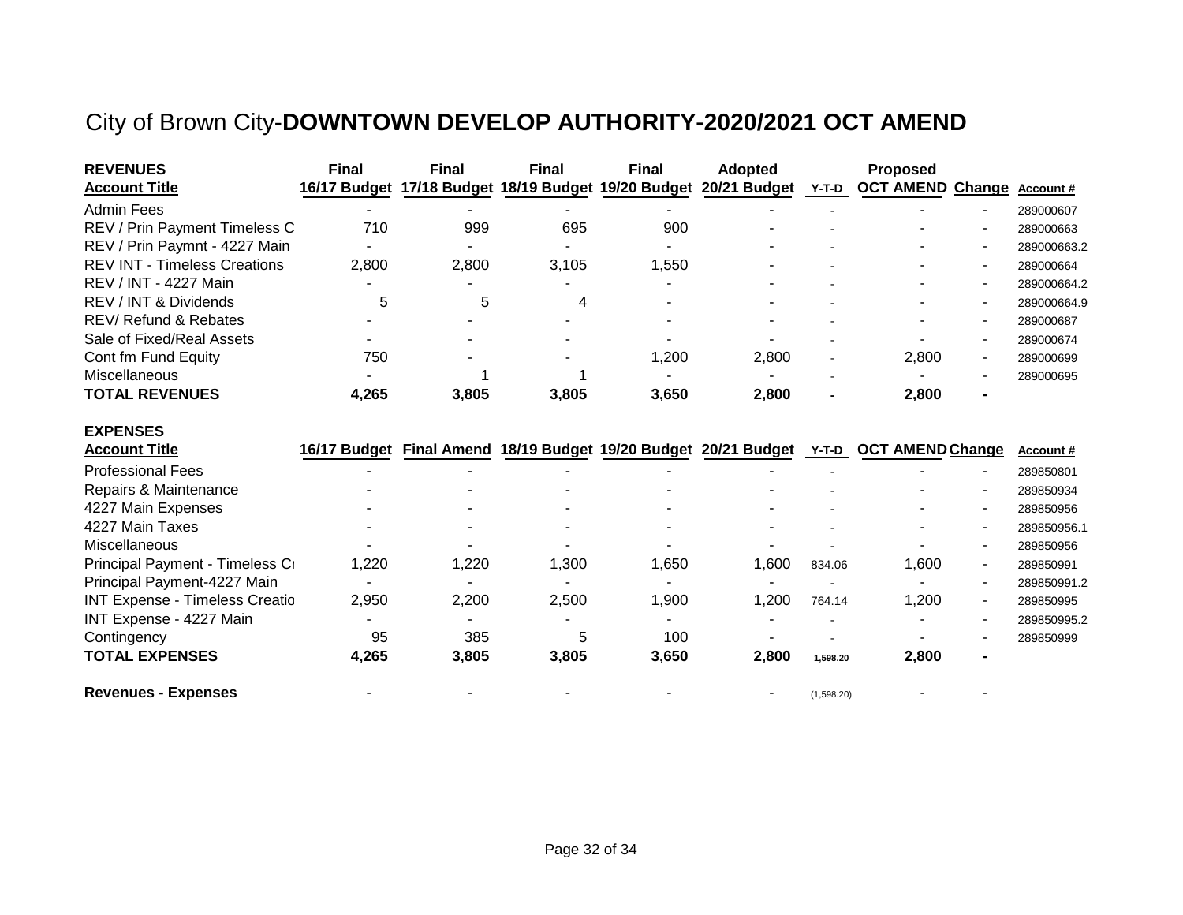# City of Brown City-**DOWNTOWN DEVELOP AUTHORITY-2020/2021 OCT AMEND**

| **REVENUES** **Account Title** | **Final** **16/17 Budget** | **Final** **17/18 Budget** | **Final** **18/19 Budget** | **Final** **19/20 Budget** | **Adopted** **20/21 Budget** | **Y-T-D** | **Proposed** **OCT AMEND** | **Change** | **Account #** |
|---|---|---|---|---|---|---|---|---|---|
| Admin Fees | - | - | - | - | - | - | - | - | 289000607 |
| REV / Prin Payment Timeless C | 710 | 999 | 695 | 900 | - | - | - | - | 289000663 |
| REV / Prin Paymnt - 4227 Main | - | - | - | - | - | - | - | - | 289000663.2 |
| REV INT - Timeless Creations | 2,800 | 2,800 | 3,105 | 1,550 | - | - | - | - | 289000664 |
| REV / INT - 4227 Main | - | - | - | - | - | - | - | - | 289000664.2 |
| REV / INT & Dividends | 5 | 5 | 4 | - | - | - | - | - | 289000664.9 |
| REV/ Refund & Rebates | - | - | - | - | - | - | - | - | 289000687 |
| Sale of Fixed/Real Assets | - | - | - | - | - | - | - | - | 289000674 |
| Cont fm Fund Equity | 750 | - | - | 1,200 | 2,800 | - | 2,800 | - | 289000699 |
| Miscellaneous | - | 1 | 1 | - | - | - | - | - | 289000695 |
| **TOTAL REVENUES** | **4,265** | **3,805** | **3,805** | **3,650** | **2,800** | **-** | **2,800** | **-** | |

| **EXPENSES** **Account Title** | **16/17 Budget** | **Final Amend** | **18/19 Budget** | **19/20 Budget** | **20/21 Budget** | **Y-T-D** | **OCT AMEND** | **Change** | **Account #** |
|---|---|---|---|---|---|---|---|---|---|
| Professional Fees | - | - | - | - | - | - | - | - | 289850801 |
| Repairs & Maintenance | - | - | - | - | - | - | - | - | 289850934 |
| 4227 Main Expenses | - | - | - | - | - | - | - | - | 289850956 |
| 4227 Main Taxes | - | - | - | - | - | - | - | - | 289850956.1 |
| Miscellaneous | - | - | - | - | - | - | - | - | 289850956 |
| Principal Payment - Timeless Cr | 1,220 | 1,220 | 1,300 | 1,650 | 1,600 | 834.06 | 1,600 | - | 289850991 |
| Principal Payment-4227 Main | - | - | - | - | - | - | - | - | 289850991.2 |
| INT Expense - Timeless Creatio | 2,950 | 2,200 | 2,500 | 1,900 | 1,200 | 764.14 | 1,200 | - | 289850995 |
| INT Expense - 4227 Main | - | - | - | - | - | - | - | - | 289850995.2 |
| Contingency | 95 | 385 | 5 | 100 | - | - | - | - | 289850999 |
| **TOTAL EXPENSES** | **4,265** | **3,805** | **3,805** | **3,650** | **2,800** | **1,598.20** | **2,800** | **-** | |
| | | | | | | | | | |
| **Revenues - Expenses** | - | - | - | - | - | (1,598.20) | - | - | |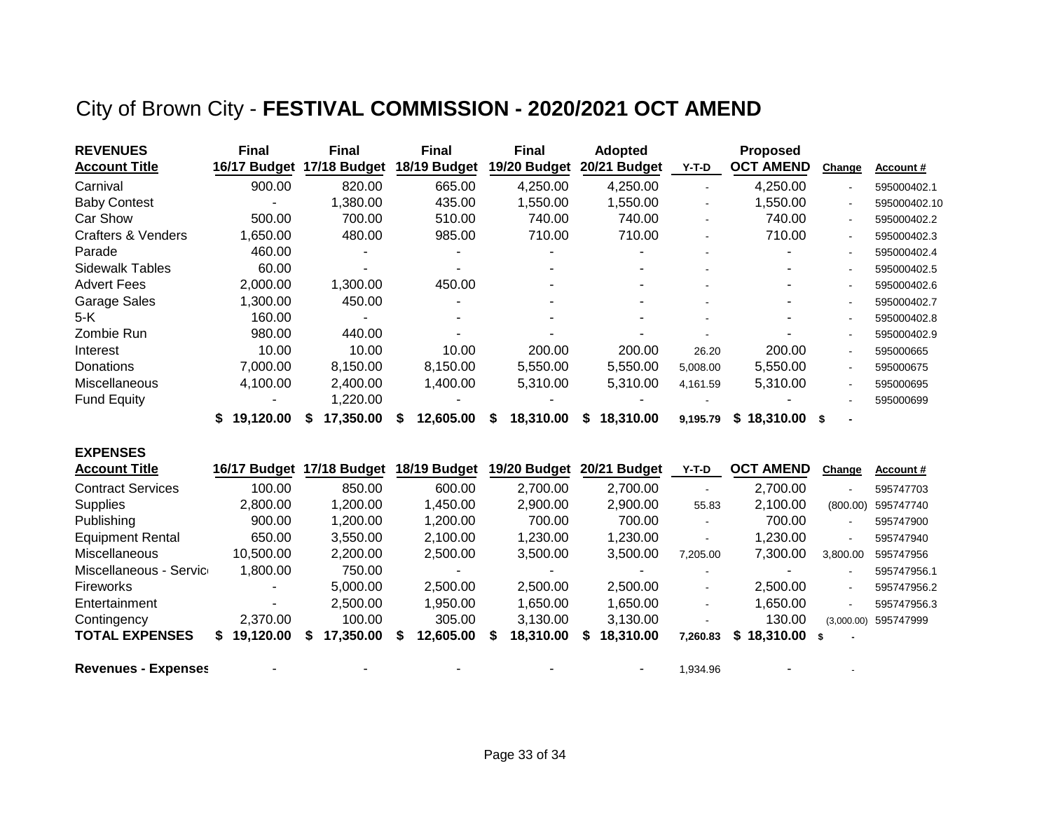# City of Brown City - **FESTIVAL COMMISSION - 2020/2021 OCT AMEND**

| **REVENUES** **Account Title** | **Final 16/17 Budget** | **Final 17/18 Budget** | **Final 18/19 Budget** | **Final 19/20 Budget** | **Adopted 20/21 Budget** | **Y-T-D** | **Proposed OCT AMEND** | **Change** | **Account #** |
|---|---|---|---|---|---|---|---|---|---|
| Carnival | 900.00 | 820.00 | 665.00 | 4,250.00 | 4,250.00 | - | 4,250.00 | - | 595000402.1 |
| Baby Contest | - | 1,380.00 | 435.00 | 1,550.00 | 1,550.00 | - | 1,550.00 | - | 595000402.10 |
| Car Show | 500.00 | 700.00 | 510.00 | 740.00 | 740.00 | - | 740.00 | - | 595000402.2 |
| Crafters & Venders | 1,650.00 | 480.00 | 985.00 | 710.00 | 710.00 | - | 710.00 | - | 595000402.3 |
| Parade | 460.00 | - | - | - | - | - | - | - | 595000402.4 |
| Sidewalk Tables | 60.00 | - | - | - | - | - | - | - | 595000402.5 |
| Advert Fees | 2,000.00 | 1,300.00 | 450.00 | - | - | - | - | - | 595000402.6 |
| Garage Sales | 1,300.00 | 450.00 | - | - | - | - | - | - | 595000402.7 |
| 5-K | 160.00 | - | - | - | - | - | - | - | 595000402.8 |
| Zombie Run | 980.00 | 440.00 | - | - | - | - | - | - | 595000402.9 |
| Interest | 10.00 | 10.00 | 10.00 | 200.00 | 200.00 | 26.20 | 200.00 | - | 595000665 |
| Donations | 7,000.00 | 8,150.00 | 8,150.00 | 5,550.00 | 5,550.00 | 5,008.00 | 5,550.00 | - | 595000675 |
| Miscellaneous | 4,100.00 | 2,400.00 | 1,400.00 | 5,310.00 | 5,310.00 | 4,161.59 | 5,310.00 | - | 595000695 |
| Fund Equity | - | 1,220.00 | - | - | - | - | - | - | 595000699 |
| | **$ 19,120.00** | **$ 17,350.00** | **$ 12,605.00** | **$ 18,310.00** | **$ 18,310.00** | **9,195.79** | **$ 18,310.00** | **$ -** | |

| **EXPENSES** **Account Title** | **16/17 Budget** | **17/18 Budget** | **18/19 Budget** | **19/20 Budget** | **20/21 Budget** | **Y-T-D** | **OCT AMEND** | **Change** | **Account #** |
|---|---|---|---|---|---|---|---|---|---|
| Contract Services | 100.00 | 850.00 | 600.00 | 2,700.00 | 2,700.00 | - | 2,700.00 | - | 595747703 |
| Supplies | 2,800.00 | 1,200.00 | 1,450.00 | 2,900.00 | 2,900.00 | 55.83 | 2,100.00 | (800.00) | 595747740 |
| Publishing | 900.00 | 1,200.00 | 1,200.00 | 700.00 | 700.00 | - | 700.00 | - | 595747900 |
| Equipment Rental | 650.00 | 3,550.00 | 2,100.00 | 1,230.00 | 1,230.00 | - | 1,230.00 | - | 595747940 |
| Miscellaneous | 10,500.00 | 2,200.00 | 2,500.00 | 3,500.00 | 3,500.00 | 7,205.00 | 7,300.00 | 3,800.00 | 595747956 |
| Miscellaneous - Servic | 1,800.00 | 750.00 | - | - | - | - | - | - | 595747956.1 |
| Fireworks | - | 5,000.00 | 2,500.00 | 2,500.00 | 2,500.00 | - | 2,500.00 | - | 595747956.2 |
| Entertainment | - | 2,500.00 | 1,950.00 | 1,650.00 | 1,650.00 | - | 1,650.00 | - | 595747956.3 |
| Contingency | 2,370.00 | 100.00 | 305.00 | 3,130.00 | 3,130.00 | - | 130.00 | (3,000.00) | 595747999 |
| **TOTAL EXPENSES** | **$ 19,120.00** | **$ 17,350.00** | **$ 12,605.00** | **$ 18,310.00** | **$ 18,310.00** | **7,260.83** | **$ 18,310.00** | **$ -** | |
| | | | | | | | | | |
| **Revenues - Expenses** | - | - | - | - | - | 1,934.96 | - | - | |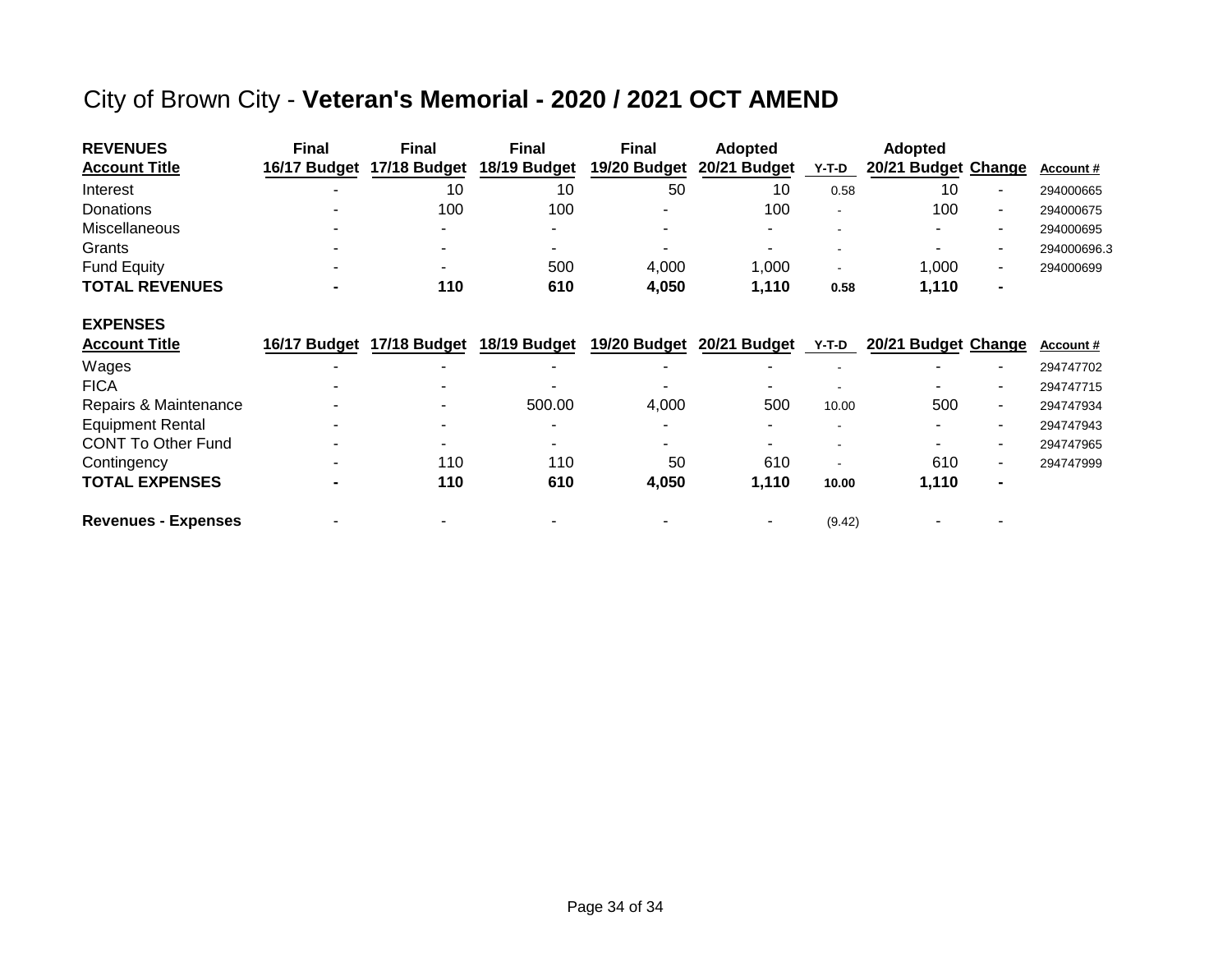# City of Brown City - **Veteran's Memorial - 2020 / 2021 OCT AMEND**

| **REVENUES** | **Final** | **Final** | **Final** | **Final** | **Adopted** | | **Adopted** | | |
|---|---|---|---|---|---|---|---|---|---|
| **Account Title** | **16/17 Budget** | **17/18 Budget** | **18/19 Budget** | **19/20 Budget** | **20/21 Budget** | **Y-T-D** | **20/21 Budget** | **Change** | **Account #** |
| Interest | - | 10 | 10 | 50 | 10 | 0.58 | 10 | - | 294000665 |
| Donations | - | 100 | 100 | - | 100 | - | 100 | - | 294000675 |
| Miscellaneous | - | - | - | - | - | - | - | - | 294000695 |
| Grants | - | - | - | - | - | - | - | - | 294000696.3 |
| Fund Equity | - | - | 500 | 4,000 | 1,000 | - | 1,000 | - | 294000699 |
| **TOTAL REVENUES** | **-** | **110** | **610** | **4,050** | **1,110** | **0.58** | **1,110** | **-** | |

| **EXPENSES** | | | | | | | | | |
|---|---|---|---|---|---|---|---|---|---|
| **Account Title** | **16/17 Budget** | **17/18 Budget** | **18/19 Budget** | **19/20 Budget** | **20/21 Budget** | **Y-T-D** | **20/21 Budget** | **Change** | **Account #** |
| Wages | - | - | - | - | - | - | - | - | 294747702 |
| FICA | - | - | - | - | - | - | - | - | 294747715 |
| Repairs & Maintenance | - | - | 500.00 | 4,000 | 500 | 10.00 | 500 | - | 294747934 |
| Equipment Rental | - | - | - | - | - | - | - | - | 294747943 |
| CONT To Other Fund | - | - | - | - | - | - | - | - | 294747965 |
| Contingency | - | 110 | 110 | 50 | 610 | - | 610 | - | 294747999 |
| **TOTAL EXPENSES** | **-** | **110** | **610** | **4,050** | **1,110** | **10.00** | **1,110** | **-** | |
| | | | | | | | | | |
| **Revenues - Expenses** | - | - | - | - | - | (9.42) | - | - | |